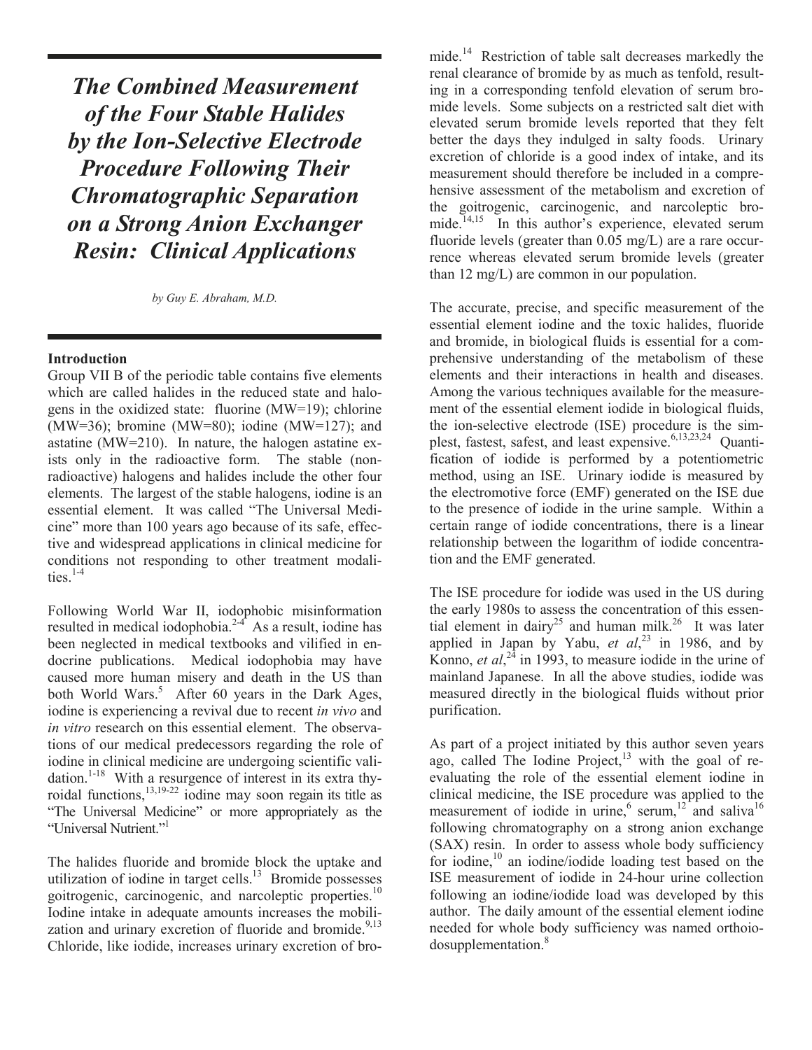# *The Combined Measurement of the Four Stable Halides by the Ion-Selective Electrode Procedure Following Their Chromatographic Separation on a Strong Anion Exchanger Resin: Clinical Applications*

*by Guy E. Abraham, M.D.*

## Introduction

Group VII B of the periodic table contains five elements which are called halides in the reduced state and halogens in the oxidized state: fluorine (MW=19); chlorine (MW=36); bromine (MW=80); iodine (MW=127); and astatine (MW=210). In nature, the halogen astatine exists only in the radioactive form. The stable (non-radioactive) halogens and halides include the other four elements. The largest of the stable halogens, iodine is an essential element. It was called "The Universal Medicine" more than 100 years ago because of its safe, effective and widespread applications in clinical medicine for conditions not responding to other treatment modalities.[1-4]

Following World War II, iodophobic misinformation resulted in medical iodophobia.[2-4] As a result, iodine has been neglected in medical textbooks and vilified in endocrine publications. Medical iodophobia may have caused more human misery and death in the US than both World Wars.[5] After 60 years in the Dark Ages, iodine is experiencing a revival due to recent *in vivo* and *in vitro* research on this essential element. The observations of our medical predecessors regarding the role of iodine in clinical medicine are undergoing scientific validation.[1-18] With a resurgence of interest in its extra thyroidal functions,[13,19-22] iodine may soon regain its title as "The Universal Medicine" or more appropriately as the "Universal Nutrient."[1]

The halides fluoride and bromide block the uptake and utilization of iodine in target cells.[13] Bromide possesses goitrogenic, carcinogenic, and narcoleptic properties.[10] Iodine intake in adequate amounts increases the mobilization and urinary excretion of fluoride and bromide.[9,13] Chloride, like iodide, increases urinary excretion of bromide.[14] Restriction of table salt decreases markedly the renal clearance of bromide by as much as tenfold, resulting in a corresponding tenfold elevation of serum bromide levels. Some subjects on a restricted salt diet with elevated serum bromide levels reported that they felt better the days they indulged in salty foods. Urinary excretion of chloride is a good index of intake, and its measurement should therefore be included in a comprehensive assessment of the metabolism and excretion of the goitrogenic, carcinogenic, and narcoleptic bromide.[14,15] In this author's experience, elevated serum fluoride levels (greater than 0.05 mg/L) are a rare occurrence whereas elevated serum bromide levels (greater than 12 mg/L) are common in our population.

The accurate, precise, and specific measurement of the essential element iodine and the toxic halides, fluoride and bromide, in biological fluids is essential for a comprehensive understanding of the metabolism of these elements and their interactions in health and diseases. Among the various techniques available for the measurement of the essential element iodide in biological fluids, the ion-selective electrode (ISE) procedure is the simplest, fastest, safest, and least expensive.[6,13,23,24] Quantification of iodide is performed by a potentiometric method, using an ISE. Urinary iodide is measured by the electromotive force (EMF) generated on the ISE due to the presence of iodide in the urine sample. Within a certain range of iodide concentrations, there is a linear relationship between the logarithm of iodide concentration and the EMF generated.

The ISE procedure for iodide was used in the US during the early 1980s to assess the concentration of this essential element in dairy[25] and human milk.[26] It was later applied in Japan by Yabu, *et al*,[23] in 1986, and by Konno, *et al*,[24] in 1993, to measure iodide in the urine of mainland Japanese. In all the above studies, iodide was measured directly in the biological fluids without prior purification.

As part of a project initiated by this author seven years ago, called The Iodine Project,[13] with the goal of re-evaluating the role of the essential element iodine in clinical medicine, the ISE procedure was applied to the measurement of iodide in urine,[6] serum,[12] and saliva[16] following chromatography on a strong anion exchange (SAX) resin. In order to assess whole body sufficiency for iodine,[10] an iodine/iodide loading test based on the ISE measurement of iodide in 24-hour urine collection following an iodine/iodide load was developed by this author. The daily amount of the essential element iodine needed for whole body sufficiency was named orthoiodosupplementation.[8]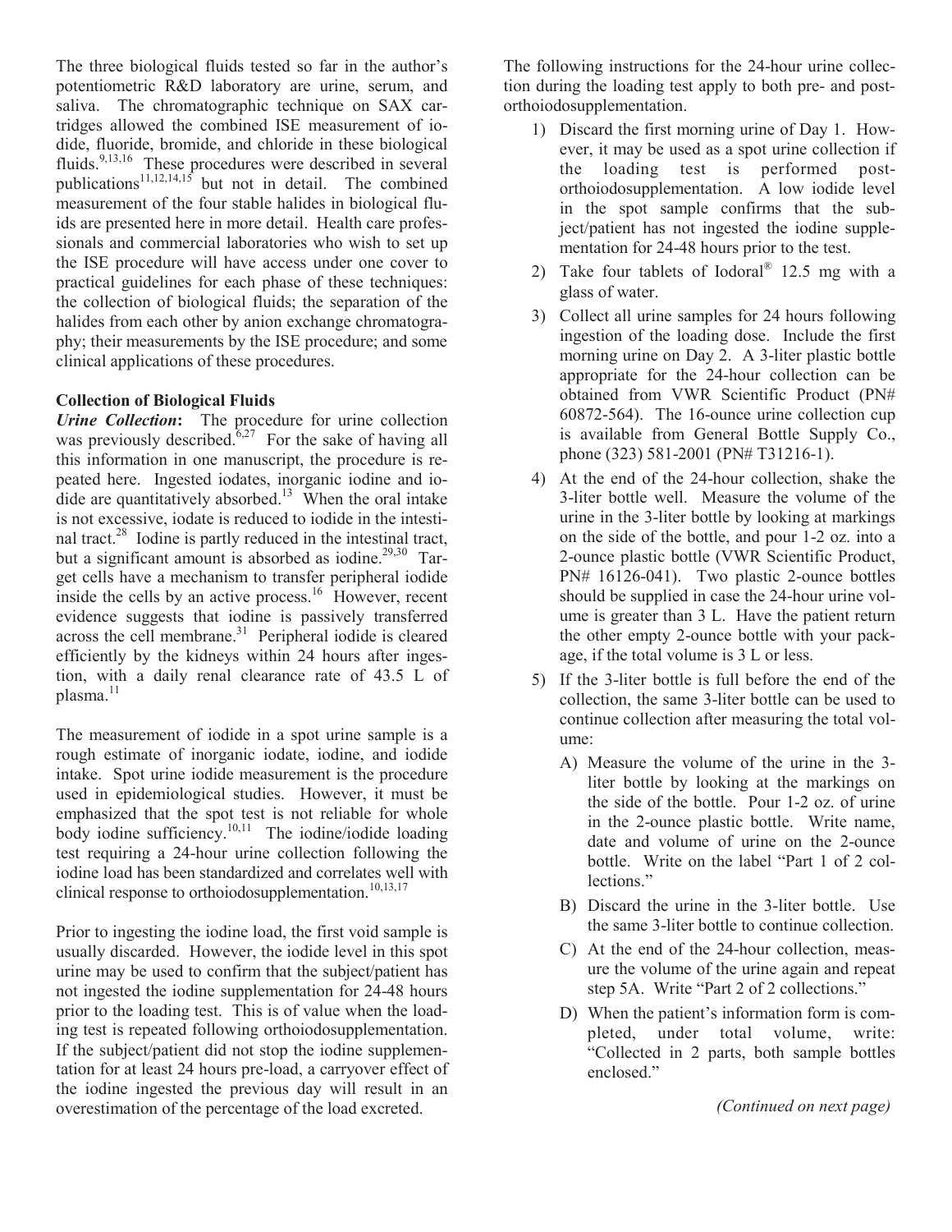The three biological fluids tested so far in the author's potentiometric R&D laboratory are urine, serum, and saliva. The chromatographic technique on SAX cartridges allowed the combined ISE measurement of iodide, fluoride, bromide, and chloride in these biological fluids.[9,13,16] These procedures were described in several publications[11,12,14,15] but not in detail. The combined measurement of the four stable halides in biological fluids are presented here in more detail. Health care professionals and commercial laboratories who wish to set up the ISE procedure will have access under one cover to practical guidelines for each phase of these techniques: the collection of biological fluids; the separation of the halides from each other by anion exchange chromatography; their measurements by the ISE procedure; and some clinical applications of these procedures.

## Collection of Biological Fluids

***Urine Collection*:** The procedure for urine collection was previously described.[6,27] For the sake of having all this information in one manuscript, the procedure is repeated here. Ingested iodates, inorganic iodine and iodide are quantitatively absorbed.[13] When the oral intake is not excessive, iodate is reduced to iodide in the intestinal tract.[28] Iodine is partly reduced in the intestinal tract, but a significant amount is absorbed as iodine.[29,30] Target cells have a mechanism to transfer peripheral iodide inside the cells by an active process.[16] However, recent evidence suggests that iodine is passively transferred across the cell membrane.[31] Peripheral iodide is cleared efficiently by the kidneys within 24 hours after ingestion, with a daily renal clearance rate of 43.5 L of plasma.[11]

The measurement of iodide in a spot urine sample is a rough estimate of inorganic iodate, iodine, and iodide intake. Spot urine iodide measurement is the procedure used in epidemiological studies. However, it must be emphasized that the spot test is not reliable for whole body iodine sufficiency.[10,11] The iodine/iodide loading test requiring a 24-hour urine collection following the iodine load has been standardized and correlates well with clinical response to orthoiodosupplementation.[10,13,17]

Prior to ingesting the iodine load, the first void sample is usually discarded. However, the iodide level in this spot urine may be used to confirm that the subject/patient has not ingested the iodine supplementation for 24-48 hours prior to the loading test. This is of value when the loading test is repeated following orthoiodosupplementation. If the subject/patient did not stop the iodine supplementation for at least 24 hours pre-load, a carryover effect of the iodine ingested the previous day will result in an overestimation of the percentage of the load excreted.

The following instructions for the 24-hour urine collection during the loading test apply to both pre- and post-orthoiodosupplementation.

1) Discard the first morning urine of Day 1. However, it may be used as a spot urine collection if the loading test is performed post-orthoiodosupplementation. A low iodide level in the spot sample confirms that the subject/patient has not ingested the iodine supplementation for 24-48 hours prior to the test.
2) Take four tablets of Iodoral® 12.5 mg with a glass of water.
3) Collect all urine samples for 24 hours following ingestion of the loading dose. Include the first morning urine on Day 2. A 3-liter plastic bottle appropriate for the 24-hour collection can be obtained from VWR Scientific Product (PN# 60872-564). The 16-ounce urine collection cup is available from General Bottle Supply Co., phone (323) 581-2001 (PN# T31216-1).
4) At the end of the 24-hour collection, shake the 3-liter bottle well. Measure the volume of the urine in the 3-liter bottle by looking at markings on the side of the bottle, and pour 1-2 oz. into a 2-ounce plastic bottle (VWR Scientific Product, PN# 16126-041). Two plastic 2-ounce bottles should be supplied in case the 24-hour urine volume is greater than 3 L. Have the patient return the other empty 2-ounce bottle with your package, if the total volume is 3 L or less.
5) If the 3-liter bottle is full before the end of the collection, the same 3-liter bottle can be used to continue collection after measuring the total volume:
   - A) Measure the volume of the urine in the 3-liter bottle by looking at the markings on the side of the bottle. Pour 1-2 oz. of urine in the 2-ounce plastic bottle. Write name, date and volume of urine on the 2-ounce bottle. Write on the label "Part 1 of 2 collections."
   - B) Discard the urine in the 3-liter bottle. Use the same 3-liter bottle to continue collection.
   - C) At the end of the 24-hour collection, measure the volume of the urine again and repeat step 5A. Write "Part 2 of 2 collections."
   - D) When the patient's information form is completed, under total volume, write: "Collected in 2 parts, both sample bottles enclosed."

*(Continued on next page)*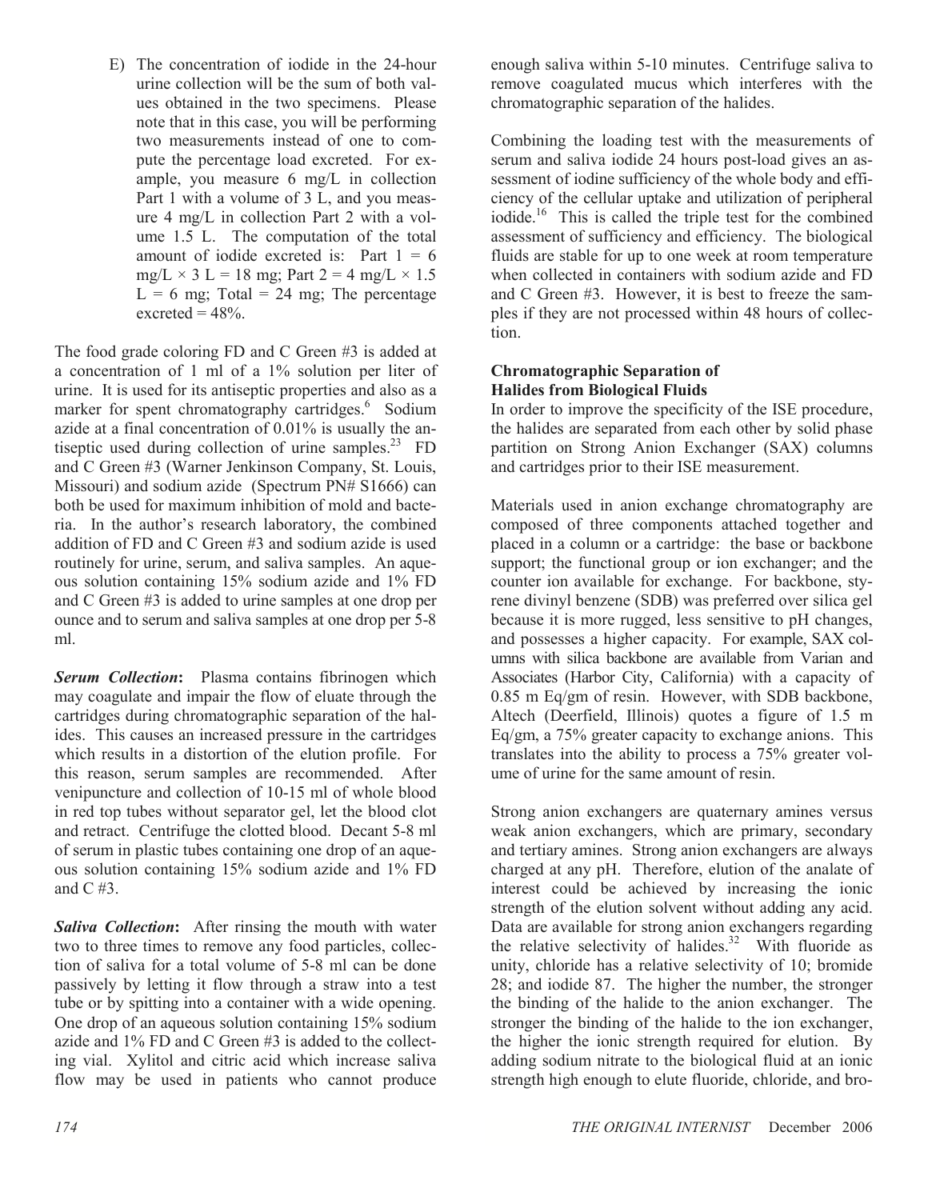E) The concentration of iodide in the 24-hour urine collection will be the sum of both values obtained in the two specimens. Please note that in this case, you will be performing two measurements instead of one to compute the percentage load excreted. For example, you measure 6 mg/L in collection Part 1 with a volume of 3 L, and you measure 4 mg/L in collection Part 2 with a volume 1.5 L. The computation of the total amount of iodide excreted is: Part 1 = 6 mg/L × 3 L = 18 mg; Part 2 = 4 mg/L × 1.5 L = 6 mg; Total = 24 mg; The percentage excreted = 48%.

The food grade coloring FD and C Green #3 is added at a concentration of 1 ml of a 1% solution per liter of urine. It is used for its antiseptic properties and also as a marker for spent chromatography cartridges.[6] Sodium azide at a final concentration of 0.01% is usually the antiseptic used during collection of urine samples.[23] FD and C Green #3 (Warner Jenkinson Company, St. Louis, Missouri) and sodium azide (Spectrum PN# S1666) can both be used for maximum inhibition of mold and bacteria. In the author's research laboratory, the combined addition of FD and C Green #3 and sodium azide is used routinely for urine, serum, and saliva samples. An aqueous solution containing 15% sodium azide and 1% FD and C Green #3 is added to urine samples at one drop per ounce and to serum and saliva samples at one drop per 5-8 ml.

***Serum Collection*:** Plasma contains fibrinogen which may coagulate and impair the flow of eluate through the cartridges during chromatographic separation of the halides. This causes an increased pressure in the cartridges which results in a distortion of the elution profile. For this reason, serum samples are recommended. After venipuncture and collection of 10-15 ml of whole blood in red top tubes without separator gel, let the blood clot and retract. Centrifuge the clotted blood. Decant 5-8 ml of serum in plastic tubes containing one drop of an aqueous solution containing 15% sodium azide and 1% FD and C #3.

***Saliva Collection*:** After rinsing the mouth with water two to three times to remove any food particles, collection of saliva for a total volume of 5-8 ml can be done passively by letting it flow through a straw into a test tube or by spitting into a container with a wide opening. One drop of an aqueous solution containing 15% sodium azide and 1% FD and C Green #3 is added to the collecting vial. Xylitol and citric acid which increase saliva flow may be used in patients who cannot produce enough saliva within 5-10 minutes. Centrifuge saliva to remove coagulated mucus which interferes with the chromatographic separation of the halides.

Combining the loading test with the measurements of serum and saliva iodide 24 hours post-load gives an assessment of iodine sufficiency of the whole body and efficiency of the cellular uptake and utilization of peripheral iodide.[16] This is called the triple test for the combined assessment of sufficiency and efficiency. The biological fluids are stable for up to one week at room temperature when collected in containers with sodium azide and FD and C Green #3. However, it is best to freeze the samples if they are not processed within 48 hours of collection.

**Chromatographic Separation of Halides from Biological Fluids**

In order to improve the specificity of the ISE procedure, the halides are separated from each other by solid phase partition on Strong Anion Exchanger (SAX) columns and cartridges prior to their ISE measurement.

Materials used in anion exchange chromatography are composed of three components attached together and placed in a column or a cartridge: the base or backbone support; the functional group or ion exchanger; and the counter ion available for exchange. For backbone, styrene divinyl benzene (SDB) was preferred over silica gel because it is more rugged, less sensitive to pH changes, and possesses a higher capacity. For example, SAX columns with silica backbone are available from Varian and Associates (Harbor City, California) with a capacity of 0.85 m Eq/gm of resin. However, with SDB backbone, Altech (Deerfield, Illinois) quotes a figure of 1.5 m Eq/gm, a 75% greater capacity to exchange anions. This translates into the ability to process a 75% greater volume of urine for the same amount of resin.

Strong anion exchangers are quaternary amines versus weak anion exchangers, which are primary, secondary and tertiary amines. Strong anion exchangers are always charged at any pH. Therefore, elution of the analate of interest could be achieved by increasing the ionic strength of the elution solvent without adding any acid. Data are available for strong anion exchangers regarding the relative selectivity of halides.[32] With fluoride as unity, chloride has a relative selectivity of 10; bromide 28; and iodide 87. The higher the number, the stronger the binding of the halide to the anion exchanger. The stronger the binding of the halide to the ion exchanger, the higher the ionic strength required for elution. By adding sodium nitrate to the biological fluid at an ionic strength high enough to elute fluoride, chloride, and bro-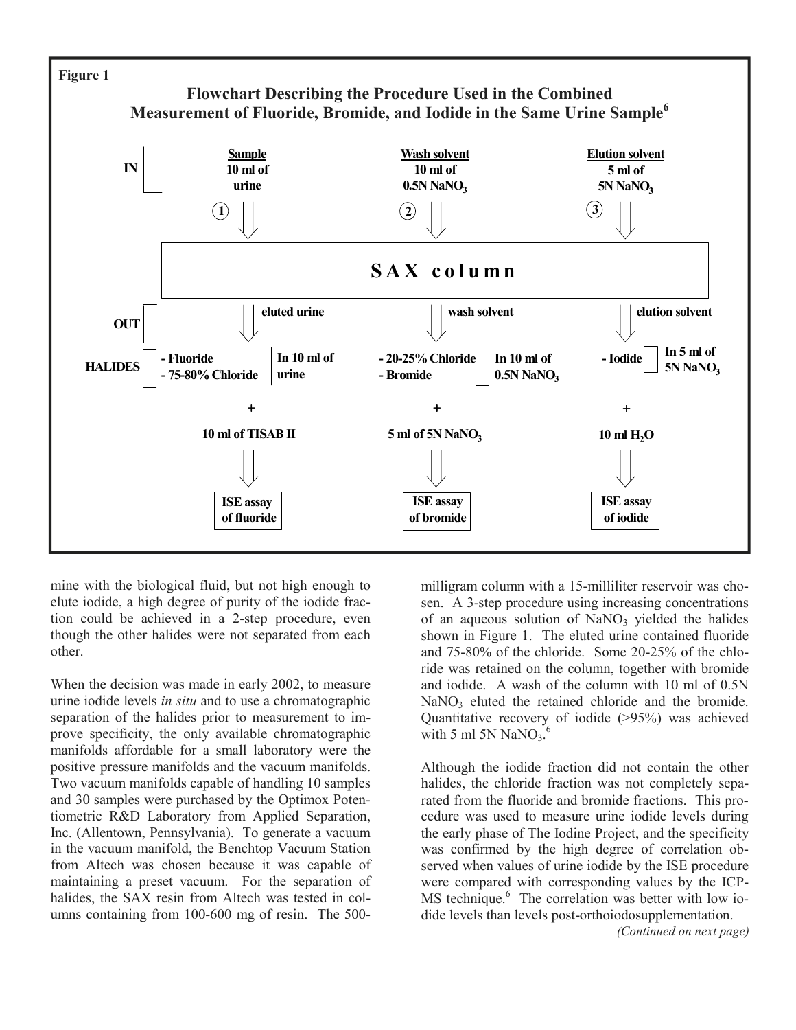**Figure 1**

**Flowchart Describing the Procedure Used in the Combined Measurement of Fluoride, Bromide, and Iodide in the Same Urine Sample[6]**

| | 1 | 2 | 3 |
|---|---|---|---|
| **IN** | **Sample** 10 ml of urine | **Wash solvent** 10 ml of 0.5N $NaNO_3$ | **Elution solvent** 5 ml of 5N $NaNO_3$ |
| | **SAX column** | | |
| **OUT** | eluted urine | wash solvent | elution solvent |
| **HALIDES** | - Fluoride<br>- 75-80% Chloride<br>In 10 ml of urine | - 20-25% Chloride<br>- Bromide<br>In 10 ml of 0.5N $NaNO_3$ | - Iodide<br>In 5 ml of 5N $NaNO_3$ |
| | + 10 ml of TISAB II | + 5 ml of 5N $NaNO_3$ | + 10 ml $H_2O$ |
| | ISE assay of fluoride | ISE assay of bromide | ISE assay of iodide |

mine with the biological fluid, but not high enough to elute iodide, a high degree of purity of the iodide fraction could be achieved in a 2-step procedure, even though the other halides were not separated from each other.

When the decision was made in early 2002, to measure urine iodide levels *in situ* and to use a chromatographic separation of the halides prior to measurement to improve specificity, the only available chromatographic manifolds affordable for a small laboratory were the positive pressure manifolds and the vacuum manifolds. Two vacuum manifolds capable of handling 10 samples and 30 samples were purchased by the Optimox Potentiometric R&D Laboratory from Applied Separation, Inc. (Allentown, Pennsylvania). To generate a vacuum in the vacuum manifold, the Benchtop Vacuum Station from Altech was chosen because it was capable of maintaining a preset vacuum. For the separation of halides, the SAX resin from Altech was tested in columns containing from 100-600 mg of resin. The 500-milligram column with a 15-milliliter reservoir was chosen. A 3-step procedure using increasing concentrations of an aqueous solution of $NaNO_3$ yielded the halides shown in Figure 1. The eluted urine contained fluoride and 75-80% of the chloride. Some 20-25% of the chloride was retained on the column, together with bromide and iodide. A wash of the column with 10 ml of 0.5N $NaNO_3$ eluted the retained chloride and the bromide. Quantitative recovery of iodide (>95%) was achieved with 5 ml 5N $NaNO_3$.[6]

Although the iodide fraction did not contain the other halides, the chloride fraction was not completely separated from the fluoride and bromide fractions. This procedure was used to measure urine iodide levels during the early phase of The Iodine Project, and the specificity was confirmed by the high degree of correlation observed when values of urine iodide by the ISE procedure were compared with corresponding values by the ICP-MS technique.[6] The correlation was better with low iodide levels than levels post-orthoiodosupplementation.

*(Continued on next page)*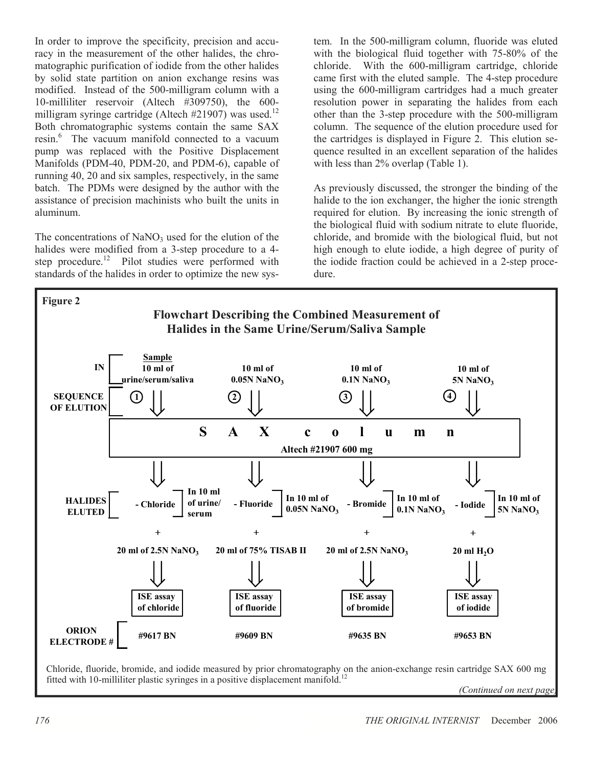In order to improve the specificity, precision and accuracy in the measurement of the other halides, the chromatographic purification of iodide from the other halides by solid state partition on anion exchange resins was modified. Instead of the 500-milligram column with a 10-milliliter reservoir (Altech #309750), the 600-milligram syringe cartridge (Altech #21907) was used.[12] Both chromatographic systems contain the same SAX resin.[6] The vacuum manifold connected to a vacuum pump was replaced with the Positive Displacement Manifolds (PDM-40, PDM-20, and PDM-6), capable of running 40, 20 and six samples, respectively, in the same batch. The PDMs were designed by the author with the assistance of precision machinists who built the units in aluminum.

The concentrations of $NaNO_3$ used for the elution of the halides were modified from a 3-step procedure to a 4-step procedure.[12] Pilot studies were performed with standards of the halides in order to optimize the new system. In the 500-milligram column, fluoride was eluted with the biological fluid together with 75-80% of the chloride. With the 600-milligram cartridge, chloride came first with the eluted sample. The 4-step procedure using the 600-milligram cartridges had a much greater resolution power in separating the halides from each other than the 3-step procedure with the 500-milligram column. The sequence of the elution procedure used for the cartridges is displayed in Figure 2. This elution sequence resulted in an excellent separation of the halides with less than 2% overlap (Table 1).

As previously discussed, the stronger the binding of the halide to the ion exchanger, the higher the ionic strength required for elution. By increasing the ionic strength of the biological fluid with sodium nitrate to elute fluoride, chloride, and bromide with the biological fluid, but not high enough to elute iodide, a high degree of purity of the iodide fraction could be achieved in a 2-step procedure.

**Figure 2**

**Flowchart Describing the Combined Measurement of Halides in the Same Urine/Serum/Saliva Sample**

| | ① | ② | ③ | ④ |
|---|---|---|---|---|
| **IN** | **Sample** 10 ml of urine/serum/saliva | 10 ml of 0.05N $NaNO_3$ | 10 ml of 0.1N $NaNO_3$ | 10 ml of 5N $NaNO_3$ |
| **SEQUENCE OF ELUTION** | ↓ | ↓ | ↓ | ↓ |
| | **S A X column** – Altech #21907 600 mg | | | |
| **HALIDES ELUTED** | Chloride in 10 ml of urine/serum | Fluoride in 10 ml of 0.05N $NaNO_3$ | Bromide in 10 ml of 0.1N $NaNO_3$ | Iodide in 10 ml of 5N $NaNO_3$ |
| + | 20 ml of 2.5N $NaNO_3$ | 20 ml of 75% TISAB II | 20 ml of 2.5N $NaNO_3$ | 20 ml $H_2O$ |
| | ISE assay of chloride | ISE assay of fluoride | ISE assay of bromide | ISE assay of iodide |
| **ORION ELECTRODE #** | #9617 BN | #9609 BN | #9635 BN | #9653 BN |

Chloride, fluoride, bromide, and iodide measured by prior chromatography on the anion-exchange resin cartridge SAX 600 mg fitted with 10-milliliter plastic syringes in a positive displacement manifold.[12]

*(Continued on next page)*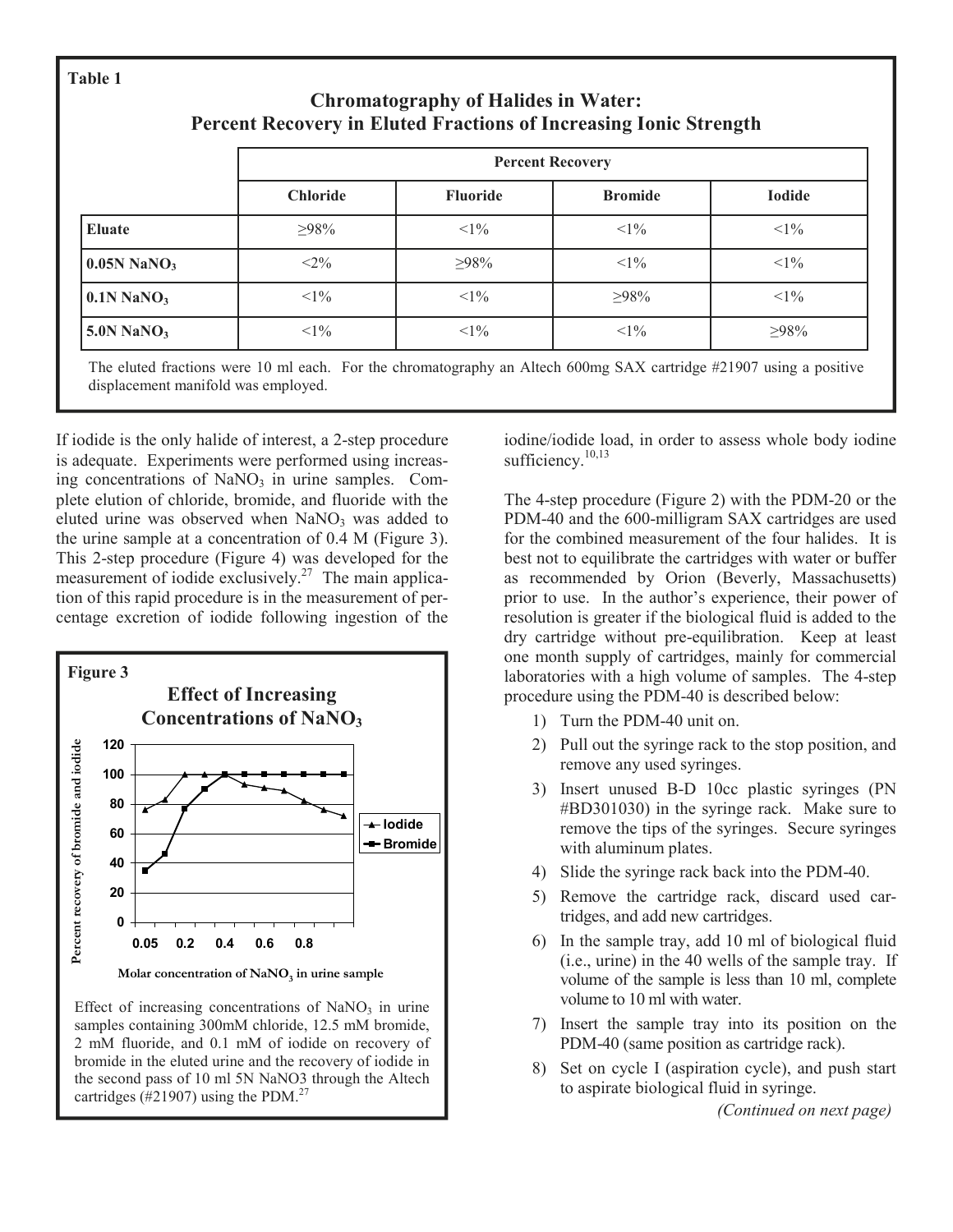**Table 1**

### Chromatography of Halides in Water: Percent Recovery in Eluted Fractions of Increasing Ionic Strength

| | Percent Recovery | | | |
|---|---|---|---|---|
| | **Chloride** | **Fluoride** | **Bromide** | **Iodide** |
| **Eluate** | ≥98% | <1% | <1% | <1% |
| **0.05N $NaNO_3$** | <2% | ≥98% | <1% | <1% |
| **0.1N $NaNO_3$** | <1% | <1% | ≥98% | <1% |
| **5.0N $NaNO_3$** | <1% | <1% | <1% | ≥98% |

The eluted fractions were 10 ml each. For the chromatography an Altech 600mg SAX cartridge #21907 using a positive displacement manifold was employed.

If iodide is the only halide of interest, a 2-step procedure is adequate. Experiments were performed using increasing concentrations of $NaNO_3$ in urine samples. Complete elution of chloride, bromide, and fluoride with the eluted urine was observed when $NaNO_3$ was added to the urine sample at a concentration of 0.4 M (Figure 3). This 2-step procedure (Figure 4) was developed for the measurement of iodide exclusively.[27] The main application of this rapid procedure is in the measurement of percentage excretion of iodide following ingestion of the iodine/iodide load, in order to assess whole body iodine sufficiency.[10,13]

**Figure 3**

Effect of increasing concentrations of $NaNO_3$ in urine samples containing 300mM chloride, 12.5 mM bromide, 2 mM fluoride, and 0.1 mM of iodide on recovery of bromide in the eluted urine and the recovery of iodide in the second pass of 10 ml 5N NaNO3 through the Altech cartridges (#21907) using the PDM.[27]

The 4-step procedure (Figure 2) with the PDM-20 or the PDM-40 and the 600-milligram SAX cartridges are used for the combined measurement of the four halides. It is best not to equilibrate the cartridges with water or buffer as recommended by Orion (Beverly, Massachusetts) prior to use. In the author's experience, their power of resolution is greater if the biological fluid is added to the dry cartridge without pre-equilibration. Keep at least one month supply of cartridges, mainly for commercial laboratories with a high volume of samples. The 4-step procedure using the PDM-40 is described below:

1) Turn the PDM-40 unit on.
2) Pull out the syringe rack to the stop position, and remove any used syringes.
3) Insert unused B-D 10cc plastic syringes (PN #BD301030) in the syringe rack. Make sure to remove the tips of the syringes. Secure syringes with aluminum plates.
4) Slide the syringe rack back into the PDM-40.
5) Remove the cartridge rack, discard used cartridges, and add new cartridges.
6) In the sample tray, add 10 ml of biological fluid (i.e., urine) in the 40 wells of the sample tray. If volume of the sample is less than 10 ml, complete volume to 10 ml with water.
7) Insert the sample tray into its position on the PDM-40 (same position as cartridge rack).
8) Set on cycle I (aspiration cycle), and push start to aspirate biological fluid in syringe.

*(Continued on next page)*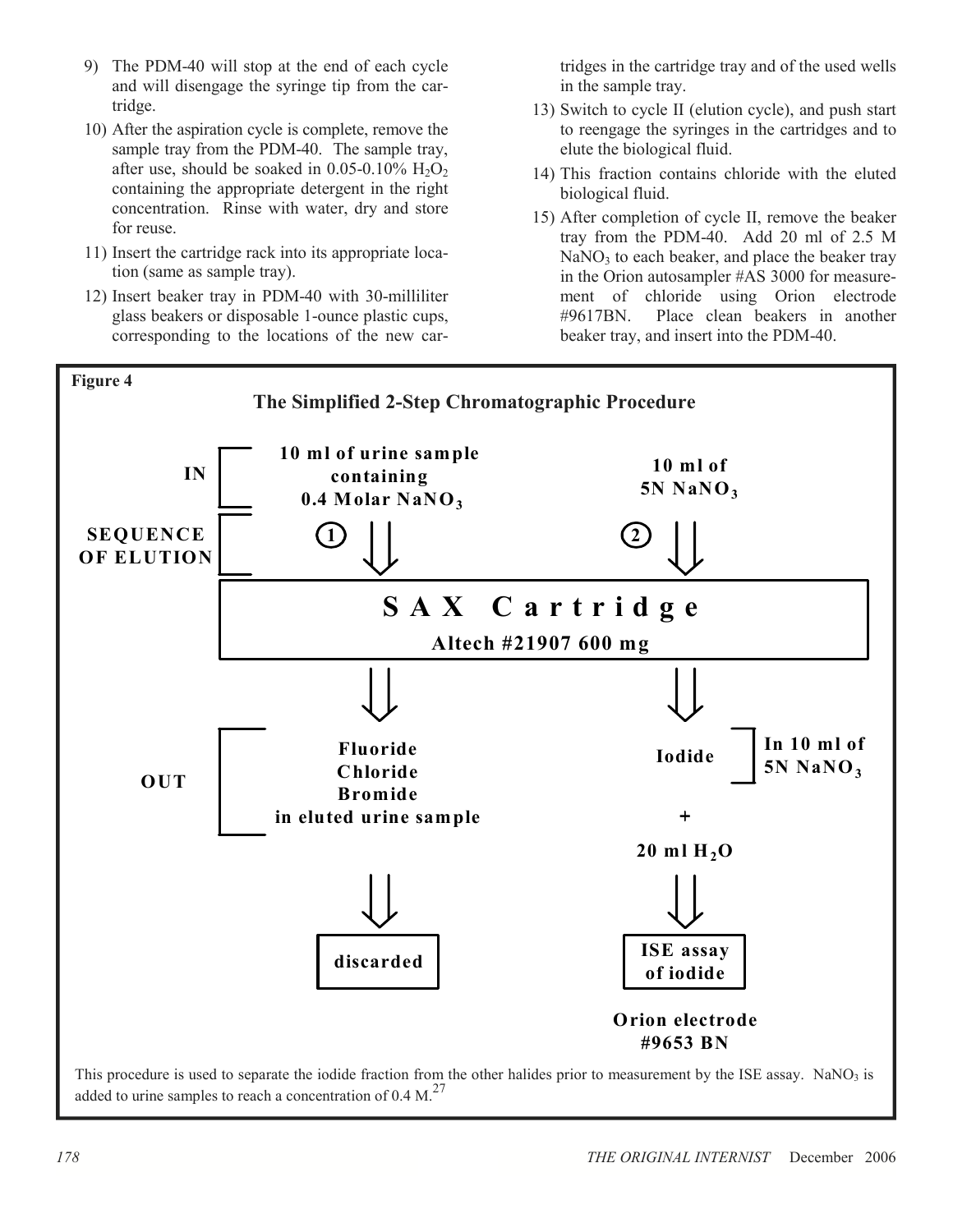9) The PDM-40 will stop at the end of each cycle and will disengage the syringe tip from the cartridge.
10) After the aspiration cycle is complete, remove the sample tray from the PDM-40. The sample tray, after use, should be soaked in 0.05-0.10% $H_2O_2$ containing the appropriate detergent in the right concentration. Rinse with water, dry and store for reuse.
11) Insert the cartridge rack into its appropriate location (same as sample tray).
12) Insert beaker tray in PDM-40 with 30-milliliter glass beakers or disposable 1-ounce plastic cups, corresponding to the locations of the new cartridges in the cartridge tray and of the used wells in the sample tray.
13) Switch to cycle II (elution cycle), and push start to reengage the syringes in the cartridges and to elute the biological fluid.
14) This fraction contains chloride with the eluted biological fluid.
15) After completion of cycle II, remove the beaker tray from the PDM-40. Add 20 ml of 2.5 M $NaNO_3$ to each beaker, and place the beaker tray in the Orion autosampler #AS 3000 for measurement of chloride using Orion electrode #9617BN. Place clean beakers in another beaker tray, and insert into the PDM-40.

**Figure 4**

**The Simplified 2-Step Chromatographic Procedure**

**IN**
- (1) 10 ml of urine sample containing 0.4 Molar $NaNO_3$
- (2) 10 ml of 5N $NaNO_3$

**SEQUENCE OF ELUTION**: 1 → 2

**SAX Cartridge** — Altech #21907 600 mg

**OUT**
- (1) Fluoride, Chloride, Bromide in eluted urine sample → discarded
- (2) Iodide in 10 ml of 5N $NaNO_3$ + 20 ml $H_2O$ → ISE assay of iodide (Orion electrode #9653 BN)

This procedure is used to separate the iodide fraction from the other halides prior to measurement by the ISE assay. $NaNO_3$ is added to urine samples to reach a concentration of 0.4 M.[27]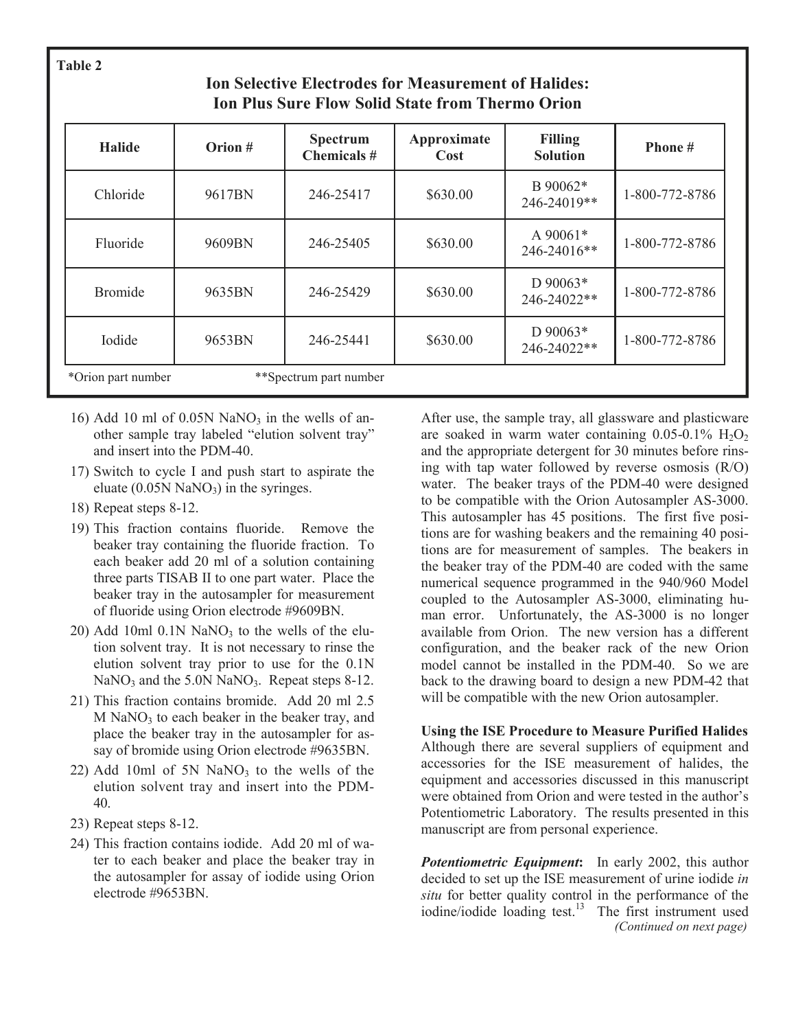**Table 2**

## Ion Selective Electrodes for Measurement of Halides: Ion Plus Sure Flow Solid State from Thermo Orion

| Halide | Orion # | Spectrum Chemicals # | Approximate Cost | Filling Solution | Phone # |
|---|---|---|---|---|---|
| Chloride | 9617BN | 246-25417 | $630.00 | B 90062* 246-24019** | 1-800-772-8786 |
| Fluoride | 9609BN | 246-25405 | $630.00 | A 90061* 246-24016** | 1-800-772-8786 |
| Bromide | 9635BN | 246-25429 | $630.00 | D 90063* 246-24022** | 1-800-772-8786 |
| Iodide | 9653BN | 246-25441 | $630.00 | D 90063* 246-24022** | 1-800-772-8786 |

*Orion part number **Spectrum part number

16) Add 10 ml of 0.05N $NaNO_3$ in the wells of another sample tray labeled "elution solvent tray" and insert into the PDM-40.
17) Switch to cycle I and push start to aspirate the eluate (0.05N $NaNO_3$) in the syringes.
18) Repeat steps 8-12.
19) This fraction contains fluoride. Remove the beaker tray containing the fluoride fraction. To each beaker add 20 ml of a solution containing three parts TISAB II to one part water. Place the beaker tray in the autosampler for measurement of fluoride using Orion electrode #9609BN.
20) Add 10ml 0.1N $NaNO_3$ to the wells of the elution solvent tray. It is not necessary to rinse the elution solvent tray prior to use for the 0.1N $NaNO_3$ and the 5.0N $NaNO_3$. Repeat steps 8-12.
21) This fraction contains bromide. Add 20 ml 2.5 M $NaNO_3$ to each beaker in the beaker tray, and place the beaker tray in the autosampler for assay of bromide using Orion electrode #9635BN.
22) Add 10ml of 5N $NaNO_3$ to the wells of the elution solvent tray and insert into the PDM-40.
23) Repeat steps 8-12.
24) This fraction contains iodide. Add 20 ml of water to each beaker and place the beaker tray in the autosampler for assay of iodide using Orion electrode #9653BN.

After use, the sample tray, all glassware and plasticware are soaked in warm water containing 0.05-0.1% $H_2O_2$ and the appropriate detergent for 30 minutes before rinsing with tap water followed by reverse osmosis (R/O) water. The beaker trays of the PDM-40 were designed to be compatible with the Orion Autosampler AS-3000. This autosampler has 45 positions. The first five positions are for washing beakers and the remaining 40 positions are for measurement of samples. The beakers in the beaker tray of the PDM-40 are coded with the same numerical sequence programmed in the 940/960 Model coupled to the Autosampler AS-3000, eliminating human error. Unfortunately, the AS-3000 is no longer available from Orion. The new version has a different configuration, and the beaker rack of the new Orion model cannot be installed in the PDM-40. So we are back to the drawing board to design a new PDM-42 that will be compatible with the new Orion autosampler.

**Using the ISE Procedure to Measure Purified Halides**

Although there are several suppliers of equipment and accessories for the ISE measurement of halides, the equipment and accessories discussed in this manuscript were obtained from Orion and were tested in the author's Potentiometric Laboratory. The results presented in this manuscript are from personal experience.

***Potentiometric Equipment*:** In early 2002, this author decided to set up the ISE measurement of urine iodide *in situ* for better quality control in the performance of the iodine/iodide loading test.[13] The first instrument used

*(Continued on next page)*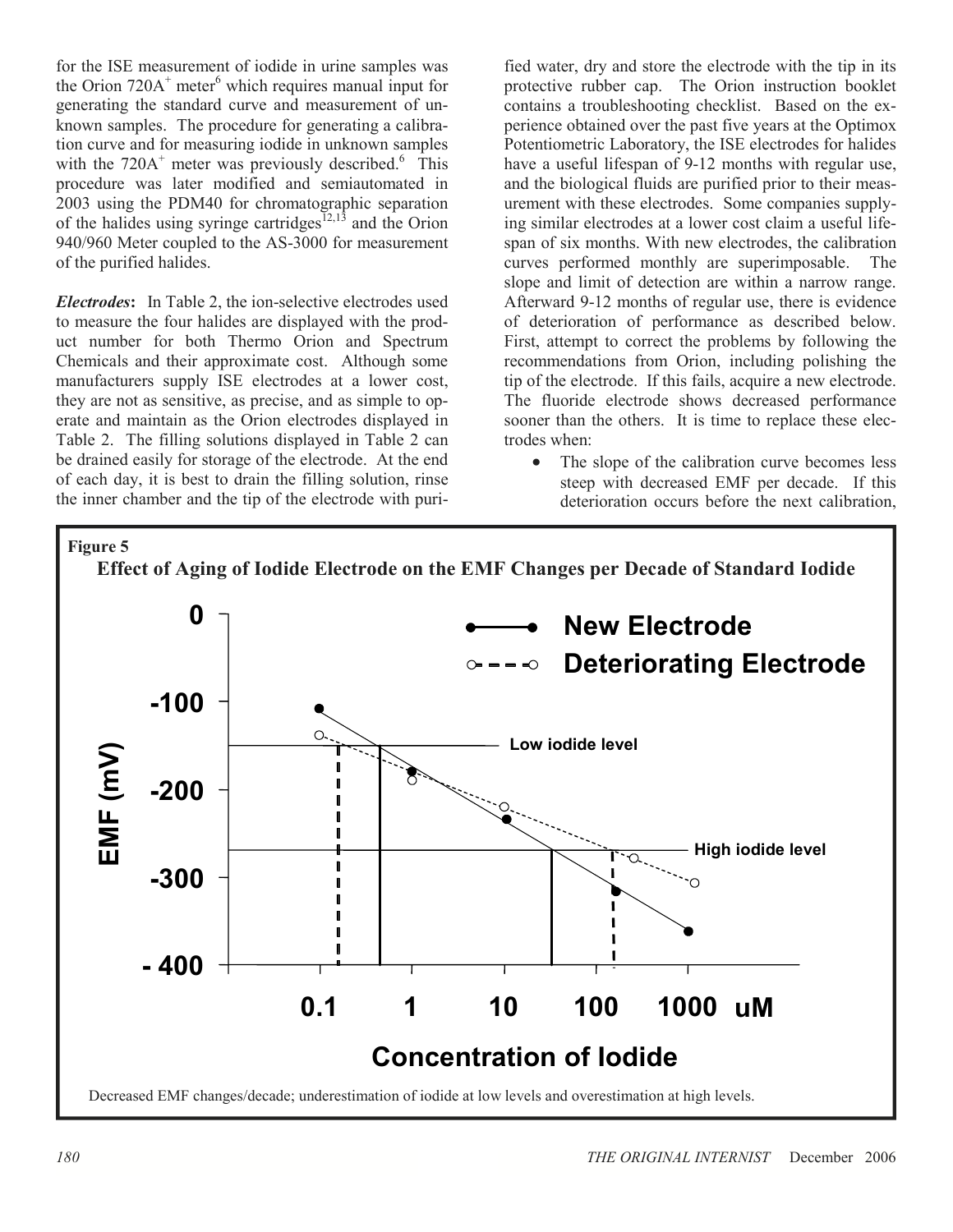for the ISE measurement of iodide in urine samples was the Orion 720A$^+$ meter[6] which requires manual input for generating the standard curve and measurement of unknown samples. The procedure for generating a calibration curve and for measuring iodide in unknown samples with the 720A$^+$ meter was previously described.[6] This procedure was later modified and semiautomated in 2003 using the PDM40 for chromatographic separation of the halides using syringe cartridges[12,13] and the Orion 940/960 Meter coupled to the AS-3000 for measurement of the purified halides.

***Electrodes*:** In Table 2, the ion-selective electrodes used to measure the four halides are displayed with the product number for both Thermo Orion and Spectrum Chemicals and their approximate cost. Although some manufacturers supply ISE electrodes at a lower cost, they are not as sensitive, as precise, and as simple to operate and maintain as the Orion electrodes displayed in Table 2. The filling solutions displayed in Table 2 can be drained easily for storage of the electrode. At the end of each day, it is best to drain the filling solution, rinse the inner chamber and the tip of the electrode with purified water, dry and store the electrode with the tip in its protective rubber cap. The Orion instruction booklet contains a troubleshooting checklist. Based on the experience obtained over the past five years at the Optimox Potentiometric Laboratory, the ISE electrodes for halides have a useful lifespan of 9-12 months with regular use, and the biological fluids are purified prior to their measurement with these electrodes. Some companies supplying similar electrodes at a lower cost claim a useful lifespan of six months. With new electrodes, the calibration curves performed monthly are superimposable. The slope and limit of detection are within a narrow range. Afterward 9-12 months of regular use, there is evidence of deterioration of performance as described below. First, attempt to correct the problems by following the recommendations from Orion, including polishing the tip of the electrode. If this fails, acquire a new electrode. The fluoride electrode shows decreased performance sooner than the others. It is time to replace these electrodes when:

- The slope of the calibration curve becomes less steep with decreased EMF per decade. If this deterioration occurs before the next calibration,

**Figure 5**
**Effect of Aging of Iodide Electrode on the EMF Changes per Decade of Standard Iodide**

Decreased EMF changes/decade; underestimation of iodide at low levels and overestimation at high levels.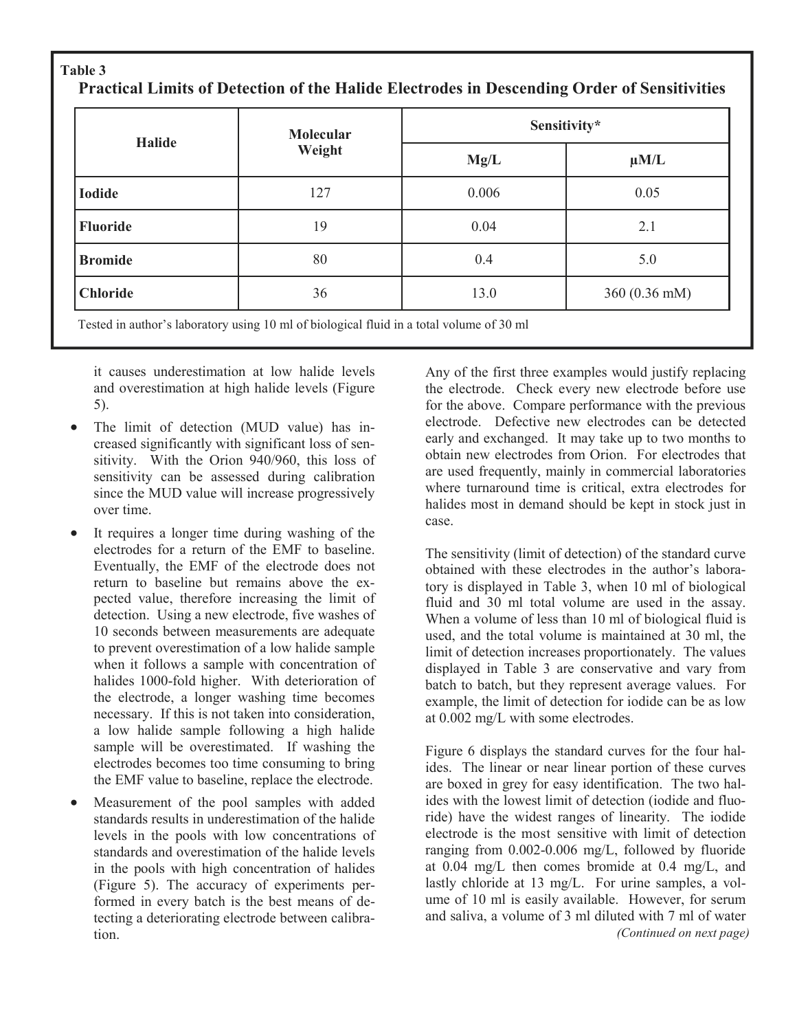**Table 3**

**Practical Limits of Detection of the Halide Electrodes in Descending Order of Sensitivities**

| Halide | Molecular Weight | Sensitivity* | |
|---|---|---|---|
| | | Mg/L | µM/L |
| **Iodide** | 127 | 0.006 | 0.05 |
| **Fluoride** | 19 | 0.04 | 2.1 |
| **Bromide** | 80 | 0.4 | 5.0 |
| **Chloride** | 36 | 13.0 | 360 (0.36 mM) |

Tested in author's laboratory using 10 ml of biological fluid in a total volume of 30 ml

it causes underestimation at low halide levels and overestimation at high halide levels (Figure 5).

- The limit of detection (MUD value) has increased significantly with significant loss of sensitivity. With the Orion 940/960, this loss of sensitivity can be assessed during calibration since the MUD value will increase progressively over time.
- It requires a longer time during washing of the electrodes for a return of the EMF to baseline. Eventually, the EMF of the electrode does not return to baseline but remains above the expected value, therefore increasing the limit of detection. Using a new electrode, five washes of 10 seconds between measurements are adequate to prevent overestimation of a low halide sample when it follows a sample with concentration of halides 1000-fold higher. With deterioration of the electrode, a longer washing time becomes necessary. If this is not taken into consideration, a low halide sample following a high halide sample will be overestimated. If washing the electrodes becomes too time consuming to bring the EMF value to baseline, replace the electrode.
- Measurement of the pool samples with added standards results in underestimation of the halide levels in the pools with low concentrations of standards and overestimation of the halide levels in the pools with high concentration of halides (Figure 5). The accuracy of experiments performed in every batch is the best means of detecting a deteriorating electrode between calibration.

Any of the first three examples would justify replacing the electrode. Check every new electrode before use for the above. Compare performance with the previous electrode. Defective new electrodes can be detected early and exchanged. It may take up to two months to obtain new electrodes from Orion. For electrodes that are used frequently, mainly in commercial laboratories where turnaround time is critical, extra electrodes for halides most in demand should be kept in stock just in case.

The sensitivity (limit of detection) of the standard curve obtained with these electrodes in the author's laboratory is displayed in Table 3, when 10 ml of biological fluid and 30 ml total volume are used in the assay. When a volume of less than 10 ml of biological fluid is used, and the total volume is maintained at 30 ml, the limit of detection increases proportionately. The values displayed in Table 3 are conservative and vary from batch to batch, but they represent average values. For example, the limit of detection for iodide can be as low at 0.002 mg/L with some electrodes.

Figure 6 displays the standard curves for the four halides. The linear or near linear portion of these curves are boxed in grey for easy identification. The two halides with the lowest limit of detection (iodide and fluoride) have the widest ranges of linearity. The iodide electrode is the most sensitive with limit of detection ranging from 0.002-0.006 mg/L, followed by fluoride at 0.04 mg/L then comes bromide at 0.4 mg/L, and lastly chloride at 13 mg/L. For urine samples, a volume of 10 ml is easily available. However, for serum and saliva, a volume of 3 ml diluted with 7 ml of water

*(Continued on next page)*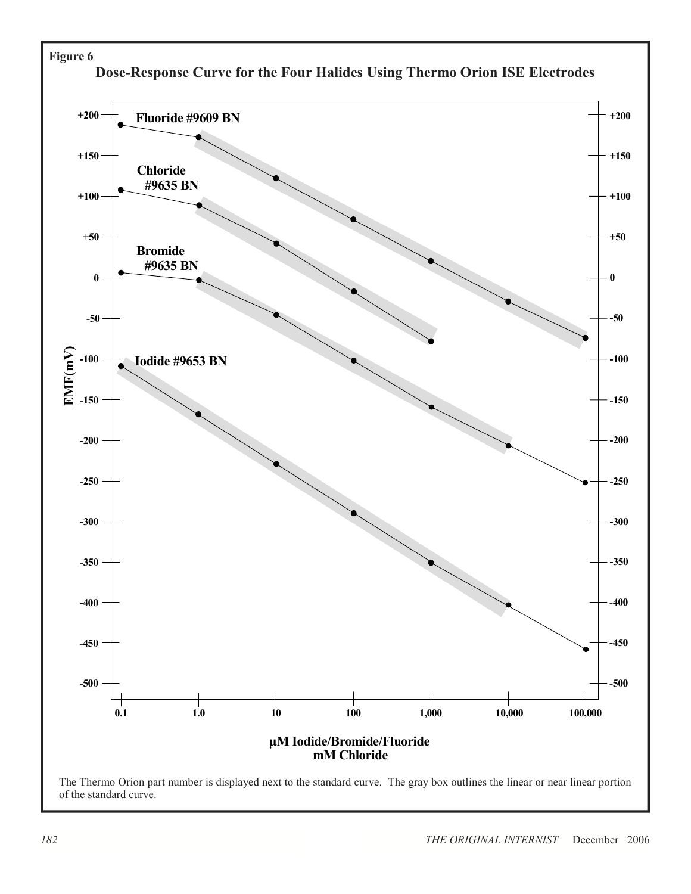Figure 6

**Dose-Response Curve for the Four Halides Using Thermo Orion ISE Electrodes**

The Thermo Orion part number is displayed next to the standard curve. The gray box outlines the linear or near linear portion of the standard curve.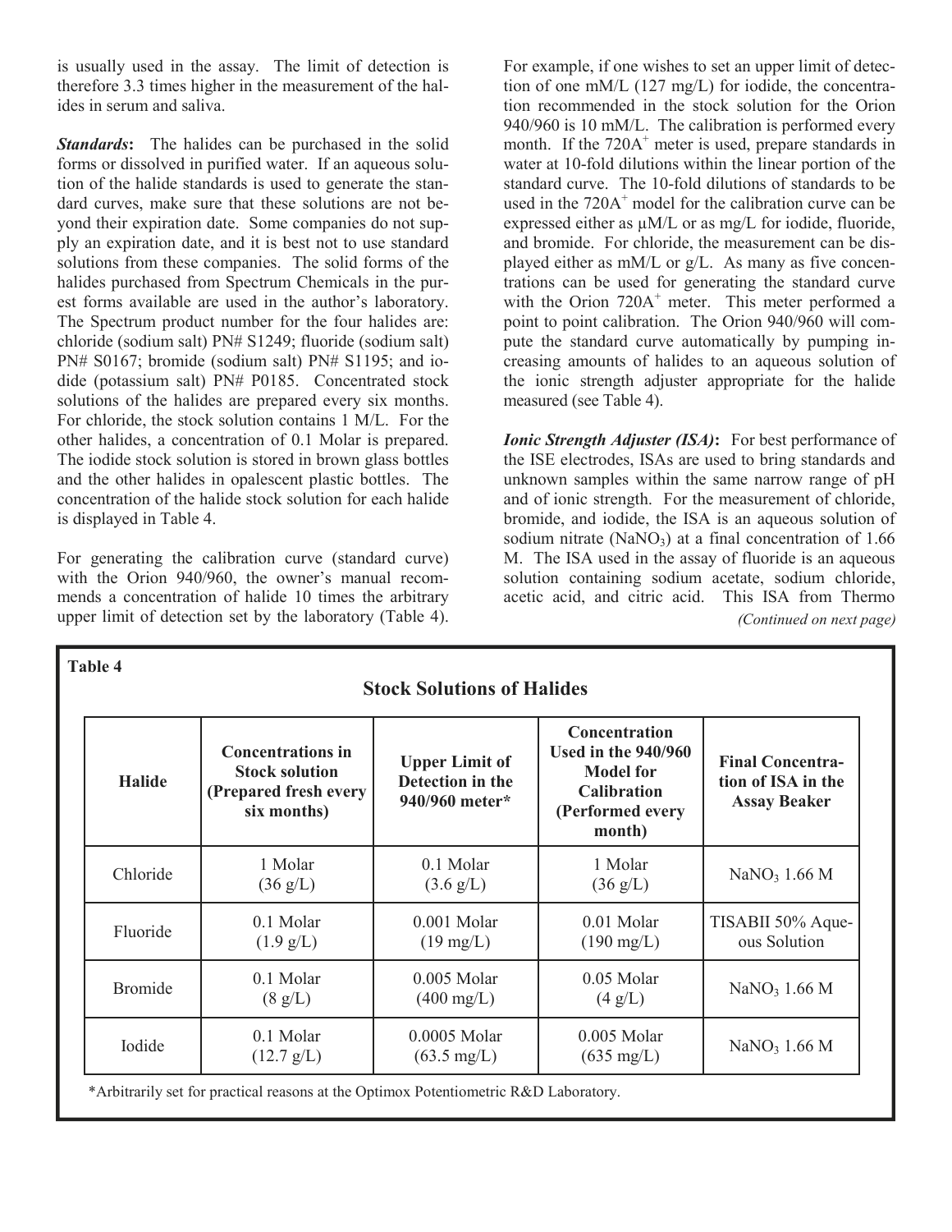is usually used in the assay. The limit of detection is therefore 3.3 times higher in the measurement of the halides in serum and saliva.

***Standards*:** The halides can be purchased in the solid forms or dissolved in purified water. If an aqueous solution of the halide standards is used to generate the standard curves, make sure that these solutions are not beyond their expiration date. Some companies do not supply an expiration date, and it is best not to use standard solutions from these companies. The solid forms of the halides purchased from Spectrum Chemicals in the purest forms available are used in the author's laboratory. The Spectrum product number for the four halides are: chloride (sodium salt) PN# S1249; fluoride (sodium salt) PN# S0167; bromide (sodium salt) PN# S1195; and iodide (potassium salt) PN# P0185. Concentrated stock solutions of the halides are prepared every six months. For chloride, the stock solution contains 1 M/L. For the other halides, a concentration of 0.1 Molar is prepared. The iodide stock solution is stored in brown glass bottles and the other halides in opalescent plastic bottles. The concentration of the halide stock solution for each halide is displayed in Table 4.

For generating the calibration curve (standard curve) with the Orion 940/960, the owner's manual recommends a concentration of halide 10 times the arbitrary upper limit of detection set by the laboratory (Table 4). For example, if one wishes to set an upper limit of detection of one mM/L (127 mg/L) for iodide, the concentration recommended in the stock solution for the Orion 940/960 is 10 mM/L. The calibration is performed every month. If the 720A$^+$ meter is used, prepare standards in water at 10-fold dilutions within the linear portion of the standard curve. The 10-fold dilutions of standards to be used in the 720A$^+$ model for the calibration curve can be expressed either as µM/L or as mg/L for iodide, fluoride, and bromide. For chloride, the measurement can be displayed either as mM/L or g/L. As many as five concentrations can be used for generating the standard curve with the Orion 720A$^+$ meter. This meter performed a point to point calibration. The Orion 940/960 will compute the standard curve automatically by pumping increasing amounts of halides to an aqueous solution of the ionic strength adjuster appropriate for the halide measured (see Table 4).

***Ionic Strength Adjuster (ISA)*:** For best performance of the ISE electrodes, ISAs are used to bring standards and unknown samples within the same narrow range of pH and of ionic strength. For the measurement of chloride, bromide, and iodide, the ISA is an aqueous solution of sodium nitrate ($NaNO_3$) at a final concentration of 1.66 M. The ISA used in the assay of fluoride is an aqueous solution containing sodium acetate, sodium chloride, acetic acid, and citric acid. This ISA from Thermo

*(Continued on next page)*

**Table 4**

**Stock Solutions of Halides**

| Halide | Concentrations in Stock solution (Prepared fresh every six months) | Upper Limit of Detection in the 940/960 meter* | Concentration Used in the 940/960 Model for Calibration (Performed every month) | Final Concentration of ISA in the Assay Beaker |
|---|---|---|---|---|
| Chloride | 1 Molar (36 g/L) | 0.1 Molar (3.6 g/L) | 1 Molar (36 g/L) | $NaNO_3$ 1.66 M |
| Fluoride | 0.1 Molar (1.9 g/L) | 0.001 Molar (19 mg/L) | 0.01 Molar (190 mg/L) | TISABII 50% Aqueous Solution |
| Bromide | 0.1 Molar (8 g/L) | 0.005 Molar (400 mg/L) | 0.05 Molar (4 g/L) | $NaNO_3$ 1.66 M |
| Iodide | 0.1 Molar (12.7 g/L) | 0.0005 Molar (63.5 mg/L) | 0.005 Molar (635 mg/L) | $NaNO_3$ 1.66 M |

*Arbitrarily set for practical reasons at the Optimox Potentiometric R&D Laboratory.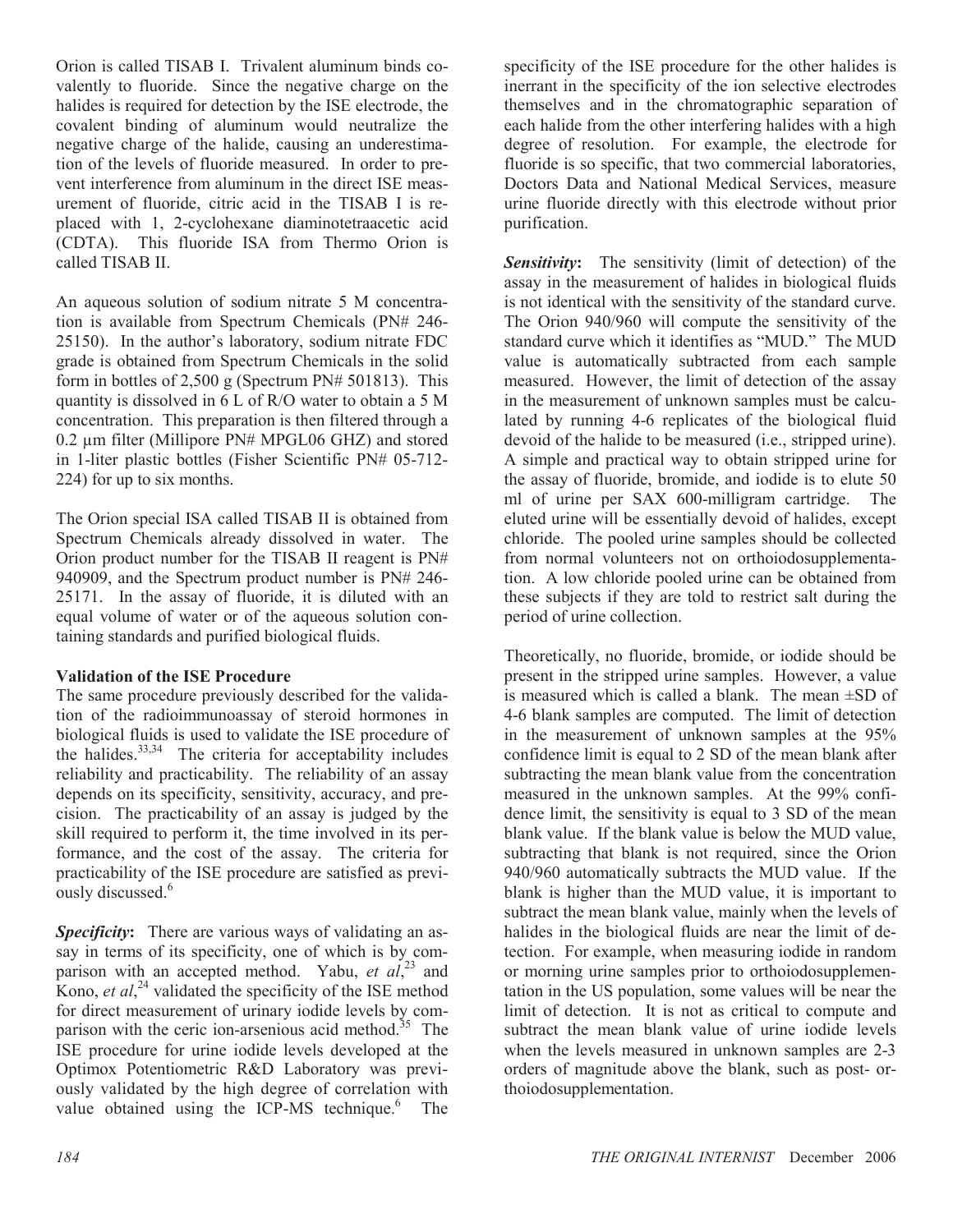Orion is called TISAB I. Trivalent aluminum binds covalently to fluoride. Since the negative charge on the halides is required for detection by the ISE electrode, the covalent binding of aluminum would neutralize the negative charge of the halide, causing an underestimation of the levels of fluoride measured. In order to prevent interference from aluminum in the direct ISE measurement of fluoride, citric acid in the TISAB I is replaced with 1, 2-cyclohexane diaminotetraacetic acid (CDTA). This fluoride ISA from Thermo Orion is called TISAB II.

An aqueous solution of sodium nitrate 5 M concentration is available from Spectrum Chemicals (PN# 246-25150). In the author's laboratory, sodium nitrate FDC grade is obtained from Spectrum Chemicals in the solid form in bottles of 2,500 g (Spectrum PN# 501813). This quantity is dissolved in 6 L of R/O water to obtain a 5 M concentration. This preparation is then filtered through a 0.2 µm filter (Millipore PN# MPGL06 GHZ) and stored in 1-liter plastic bottles (Fisher Scientific PN# 05-712-224) for up to six months.

The Orion special ISA called TISAB II is obtained from Spectrum Chemicals already dissolved in water. The Orion product number for the TISAB II reagent is PN# 940909, and the Spectrum product number is PN# 246-25171. In the assay of fluoride, it is diluted with an equal volume of water or of the aqueous solution containing standards and purified biological fluids.

### Validation of the ISE Procedure

The same procedure previously described for the validation of the radioimmunoassay of steroid hormones in biological fluids is used to validate the ISE procedure of the halides.[33,34] The criteria for acceptability includes reliability and practicability. The reliability of an assay depends on its specificity, sensitivity, accuracy, and precision. The practicability of an assay is judged by the skill required to perform it, the time involved in its performance, and the cost of the assay. The criteria for practicability of the ISE procedure are satisfied as previously discussed.[6]

***Specificity*:** There are various ways of validating an assay in terms of its specificity, one of which is by comparison with an accepted method. Yabu, *et al*,[23] and Kono, *et al*,[24] validated the specificity of the ISE method for direct measurement of urinary iodide levels by comparison with the ceric ion-arsenious acid method.[35] The ISE procedure for urine iodide levels developed at the Optimox Potentiometric R&D Laboratory was previously validated by the high degree of correlation with value obtained using the ICP-MS technique.[6] The specificity of the ISE procedure for the other halides is inerrant in the specificity of the ion selective electrodes themselves and in the chromatographic separation of each halide from the other interfering halides with a high degree of resolution. For example, the electrode for fluoride is so specific, that two commercial laboratories, Doctors Data and National Medical Services, measure urine fluoride directly with this electrode without prior purification.

***Sensitivity*:** The sensitivity (limit of detection) of the assay in the measurement of halides in biological fluids is not identical with the sensitivity of the standard curve. The Orion 940/960 will compute the sensitivity of the standard curve which it identifies as "MUD." The MUD value is automatically subtracted from each sample measured. However, the limit of detection of the assay in the measurement of unknown samples must be calculated by running 4-6 replicates of the biological fluid devoid of the halide to be measured (i.e., stripped urine). A simple and practical way to obtain stripped urine for the assay of fluoride, bromide, and iodide is to elute 50 ml of urine per SAX 600-milligram cartridge. The eluted urine will be essentially devoid of halides, except chloride. The pooled urine samples should be collected from normal volunteers not on orthoiodosupplementation. A low chloride pooled urine can be obtained from these subjects if they are told to restrict salt during the period of urine collection.

Theoretically, no fluoride, bromide, or iodide should be present in the stripped urine samples. However, a value is measured which is called a blank. The mean ±SD of 4-6 blank samples are computed. The limit of detection in the measurement of unknown samples at the 95% confidence limit is equal to 2 SD of the mean blank after subtracting the mean blank value from the concentration measured in the unknown samples. At the 99% confidence limit, the sensitivity is equal to 3 SD of the mean blank value. If the blank value is below the MUD value, subtracting that blank is not required, since the Orion 940/960 automatically subtracts the MUD value. If the blank is higher than the MUD value, it is important to subtract the mean blank value, mainly when the levels of halides in the biological fluids are near the limit of detection. For example, when measuring iodide in random or morning urine samples prior to orthoiodosupplementation in the US population, some values will be near the limit of detection. It is not as critical to compute and subtract the mean blank value of urine iodide levels when the levels measured in unknown samples are 2-3 orders of magnitude above the blank, such as post- orthoiodosupplementation.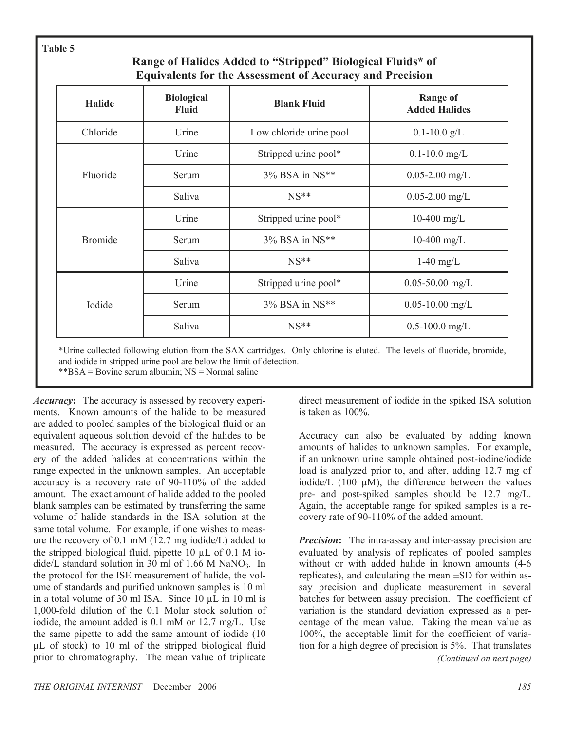**Table 5**

**Range of Halides Added to "Stripped" Biological Fluids* of Equivalents for the Assessment of Accuracy and Precision**

| Halide | Biological Fluid | Blank Fluid | Range of Added Halides |
|---|---|---|---|
| Chloride | Urine | Low chloride urine pool | 0.1-10.0 g/L |
| Fluoride | Urine | Stripped urine pool* | 0.1-10.0 mg/L |
| | Serum | 3% BSA in NS** | 0.05-2.00 mg/L |
| | Saliva | NS** | 0.05-2.00 mg/L |
| Bromide | Urine | Stripped urine pool* | 10-400 mg/L |
| | Serum | 3% BSA in NS** | 10-400 mg/L |
| | Saliva | NS** | 1-40 mg/L |
| Iodide | Urine | Stripped urine pool* | 0.05-50.00 mg/L |
| | Serum | 3% BSA in NS** | 0.05-10.00 mg/L |
| | Saliva | NS** | 0.5-100.0 mg/L |

*Urine collected following elution from the SAX cartridges. Only chlorine is eluted. The levels of fluoride, bromide, and iodide in stripped urine pool are below the limit of detection.
**BSA = Bovine serum albumin; NS = Normal saline

***Accuracy*:** The accuracy is assessed by recovery experiments. Known amounts of the halide to be measured are added to pooled samples of the biological fluid or an equivalent aqueous solution devoid of the halides to be measured. The accuracy is expressed as percent recovery of the added halides at concentrations within the range expected in the unknown samples. An acceptable accuracy is a recovery rate of 90-110% of the added amount. The exact amount of halide added to the pooled blank samples can be estimated by transferring the same volume of halide standards in the ISA solution at the same total volume. For example, if one wishes to measure the recovery of 0.1 mM (12.7 mg iodide/L) added to the stripped biological fluid, pipette 10 µL of 0.1 M iodide/L standard solution in 30 ml of 1.66 M $NaNO_3$. In the protocol for the ISE measurement of halide, the volume of standards and purified unknown samples is 10 ml in a total volume of 30 ml ISA. Since 10 µL in 10 ml is 1,000-fold dilution of the 0.1 Molar stock solution of iodide, the amount added is 0.1 mM or 12.7 mg/L. Use the same pipette to add the same amount of iodide (10 µL of stock) to 10 ml of the stripped biological fluid prior to chromatography. The mean value of triplicate direct measurement of iodide in the spiked ISA solution is taken as 100%.

Accuracy can also be evaluated by adding known amounts of halides to unknown samples. For example, if an unknown urine sample obtained post-iodine/iodide load is analyzed prior to, and after, adding 12.7 mg of iodide/L (100 µM), the difference between the values pre- and post-spiked samples should be 12.7 mg/L. Again, the acceptable range for spiked samples is a recovery rate of 90-110% of the added amount.

***Precision*:** The intra-assay and inter-assay precision are evaluated by analysis of replicates of pooled samples without or with added halide in known amounts (4-6 replicates), and calculating the mean ±SD for within assay precision and duplicate measurement in several batches for between assay precision. The coefficient of variation is the standard deviation expressed as a percentage of the mean value. Taking the mean value as 100%, the acceptable limit for the coefficient of variation for a high degree of precision is 5%. That translates

*(Continued on next page)*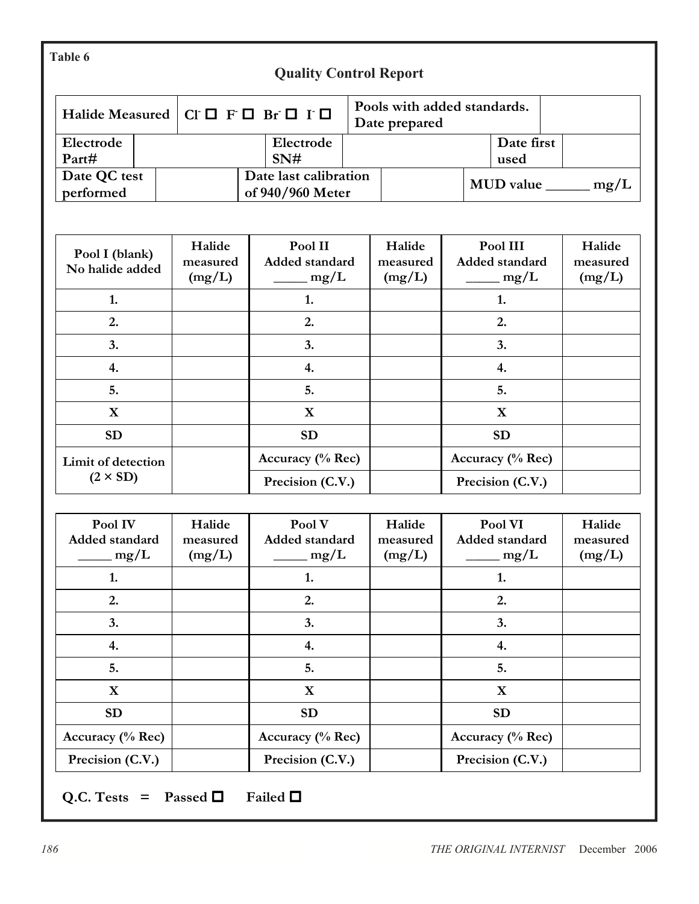Table 6

## Quality Control Report

| Halide Measured | $Cl^-$ ☐ $F^-$ ☐ $Br^-$ ☐ $I^-$ ☐ | Pools with added standards. Date prepared | |
|---|---|---|---|

| Electrode Part# | | Electrode SN# | | Date first used | |
|---|---|---|---|---|---|

| Date QC test performed | | Date last calibration of 940/960 Meter | | MUD value ______ mg/L |
|---|---|---|---|---|

| Pool I (blank) No halide added | Halide measured (mg/L) | Pool II Added standard _____ mg/L | Halide measured (mg/L) | Pool III Added standard _____ mg/L | Halide measured (mg/L) |
|---|---|---|---|---|---|
| 1. | | 1. | | 1. | |
| 2. | | 2. | | 2. | |
| 3. | | 3. | | 3. | |
| 4. | | 4. | | 4. | |
| 5. | | 5. | | 5. | |
| X | | X | | X | |
| SD | | SD | | SD | |
| Limit of detection (2 × SD) | | Accuracy (% Rec) | | Accuracy (% Rec) | |
| | | Precision (C.V.) | | Precision (C.V.) | |

| Pool IV Added standard _____ mg/L | Halide measured (mg/L) | Pool V Added standard _____ mg/L | Halide measured (mg/L) | Pool VI Added standard _____ mg/L | Halide measured (mg/L) |
|---|---|---|---|---|---|
| 1. | | 1. | | 1. | |
| 2. | | 2. | | 2. | |
| 3. | | 3. | | 3. | |
| 4. | | 4. | | 4. | |
| 5. | | 5. | | 5. | |
| X | | X | | X | |
| SD | | SD | | SD | |
| Accuracy (% Rec) | | Accuracy (% Rec) | | Accuracy (% Rec) | |
| Precision (C.V.) | | Precision (C.V.) | | Precision (C.V.) | |

**Q.C. Tests = Passed ☐ Failed ☐**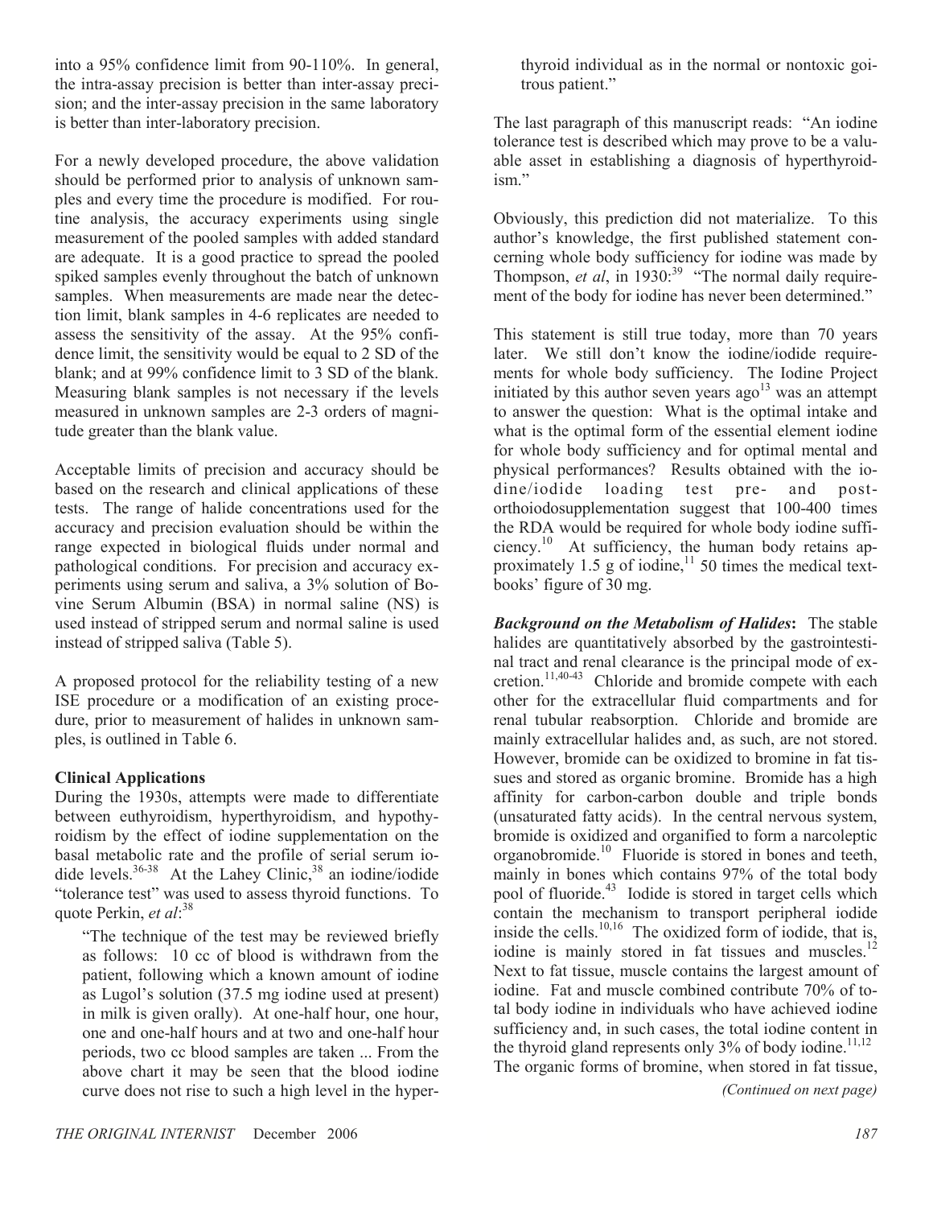into a 95% confidence limit from 90-110%. In general, the intra-assay precision is better than inter-assay precision; and the inter-assay precision in the same laboratory is better than inter-laboratory precision.

For a newly developed procedure, the above validation should be performed prior to analysis of unknown samples and every time the procedure is modified. For routine analysis, the accuracy experiments using single measurement of the pooled samples with added standard are adequate. It is a good practice to spread the pooled spiked samples evenly throughout the batch of unknown samples. When measurements are made near the detection limit, blank samples in 4-6 replicates are needed to assess the sensitivity of the assay. At the 95% confidence limit, the sensitivity would be equal to 2 SD of the blank; and at 99% confidence limit to 3 SD of the blank. Measuring blank samples is not necessary if the levels measured in unknown samples are 2-3 orders of magnitude greater than the blank value.

Acceptable limits of precision and accuracy should be based on the research and clinical applications of these tests. The range of halide concentrations used for the accuracy and precision evaluation should be within the range expected in biological fluids under normal and pathological conditions. For precision and accuracy experiments using serum and saliva, a 3% solution of Bovine Serum Albumin (BSA) in normal saline (NS) is used instead of stripped serum and normal saline is used instead of stripped saliva (Table 5).

A proposed protocol for the reliability testing of a new ISE procedure or a modification of an existing procedure, prior to measurement of halides in unknown samples, is outlined in Table 6.

## Clinical Applications

During the 1930s, attempts were made to differentiate between euthyroidism, hyperthyroidism, and hypothyroidism by the effect of iodine supplementation on the basal metabolic rate and the profile of serial serum iodide levels.[36-38] At the Lahey Clinic,[38] an iodine/iodide "tolerance test" was used to assess thyroid functions. To quote Perkin, *et al*:[38]

> "The technique of the test may be reviewed briefly as follows: 10 cc of blood is withdrawn from the patient, following which a known amount of iodine as Lugol's solution (37.5 mg iodine used at present) in milk is given orally). At one-half hour, one hour, one and one-half hours and at two and one-half hour periods, two cc blood samples are taken ... From the above chart it may be seen that the blood iodine curve does not rise to such a high level in the hyperthyroid individual as in the normal or nontoxic goitrous patient."

The last paragraph of this manuscript reads: "An iodine tolerance test is described which may prove to be a valuable asset in establishing a diagnosis of hyperthyroidism."

Obviously, this prediction did not materialize. To this author's knowledge, the first published statement concerning whole body sufficiency for iodine was made by Thompson, *et al*, in 1930:[39] "The normal daily requirement of the body for iodine has never been determined."

This statement is still true today, more than 70 years later. We still don't know the iodine/iodide requirements for whole body sufficiency. The Iodine Project initiated by this author seven years ago[13] was an attempt to answer the question: What is the optimal intake and what is the optimal form of the essential element iodine for whole body sufficiency and for optimal mental and physical performances? Results obtained with the iodine/iodide loading test pre- and post-orthoiodosupplementation suggest that 100-400 times the RDA would be required for whole body iodine sufficiency.[10] At sufficiency, the human body retains approximately 1.5 g of iodine,[11] 50 times the medical textbooks' figure of 30 mg.

***Background on the Metabolism of Halides*:** The stable halides are quantitatively absorbed by the gastrointestinal tract and renal clearance is the principal mode of excretion.[11,40-43] Chloride and bromide compete with each other for the extracellular fluid compartments and for renal tubular reabsorption. Chloride and bromide are mainly extracellular halides and, as such, are not stored. However, bromide can be oxidized to bromine in fat tissues and stored as organic bromine. Bromide has a high affinity for carbon-carbon double and triple bonds (unsaturated fatty acids). In the central nervous system, bromide is oxidized and organified to form a narcoleptic organobromide.[10] Fluoride is stored in bones and teeth, mainly in bones which contains 97% of the total body pool of fluoride.[43] Iodide is stored in target cells which contain the mechanism to transport peripheral iodide inside the cells.[10,16] The oxidized form of iodide, that is, iodine is mainly stored in fat tissues and muscles.[12] Next to fat tissue, muscle contains the largest amount of iodine. Fat and muscle combined contribute 70% of total body iodine in individuals who have achieved iodine sufficiency and, in such cases, the total iodine content in the thyroid gland represents only 3% of body iodine.[11,12] The organic forms of bromine, when stored in fat tissue,

*(Continued on next page)*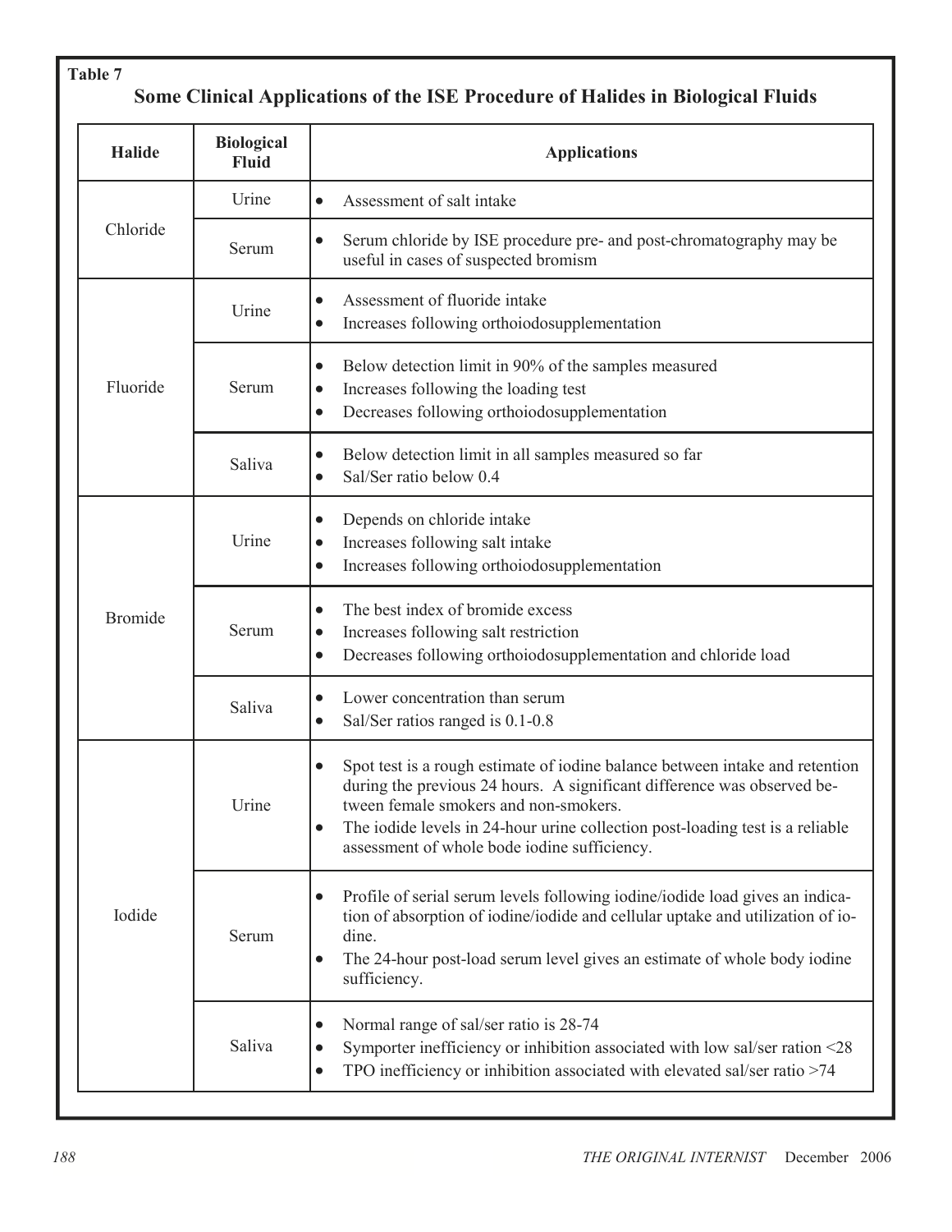**Table 7**

### Some Clinical Applications of the ISE Procedure of Halides in Biological Fluids

| Halide | Biological Fluid | Applications |
|---|---|---|
| Chloride | Urine | • Assessment of salt intake |
| | Serum | • Serum chloride by ISE procedure pre- and post-chromatography may be useful in cases of suspected bromism |
| Fluoride | Urine | • Assessment of fluoride intake<br>• Increases following orthoiodosupplementation |
| | Serum | • Below detection limit in 90% of the samples measured<br>• Increases following the loading test<br>• Decreases following orthoiodosupplementation |
| | Saliva | • Below detection limit in all samples measured so far<br>• Sal/Ser ratio below 0.4 |
| Bromide | Urine | • Depends on chloride intake<br>• Increases following salt intake<br>• Increases following orthoiodosupplementation |
| | Serum | • The best index of bromide excess<br>• Increases following salt restriction<br>• Decreases following orthoiodosupplementation and chloride load |
| | Saliva | • Lower concentration than serum<br>• Sal/Ser ratios ranged is 0.1-0.8 |
| Iodide | Urine | • Spot test is a rough estimate of iodine balance between intake and retention during the previous 24 hours. A significant difference was observed between female smokers and non-smokers.<br>• The iodide levels in 24-hour urine collection post-loading test is a reliable assessment of whole bode iodine sufficiency. |
| | Serum | • Profile of serial serum levels following iodine/iodide load gives an indication of absorption of iodine/iodide and cellular uptake and utilization of iodine.<br>• The 24-hour post-load serum level gives an estimate of whole body iodine sufficiency. |
| | Saliva | • Normal range of sal/ser ratio is 28-74<br>• Symporter inefficiency or inhibition associated with low sal/ser ration <28<br>• TPO inefficiency or inhibition associated with elevated sal/ser ratio >74 |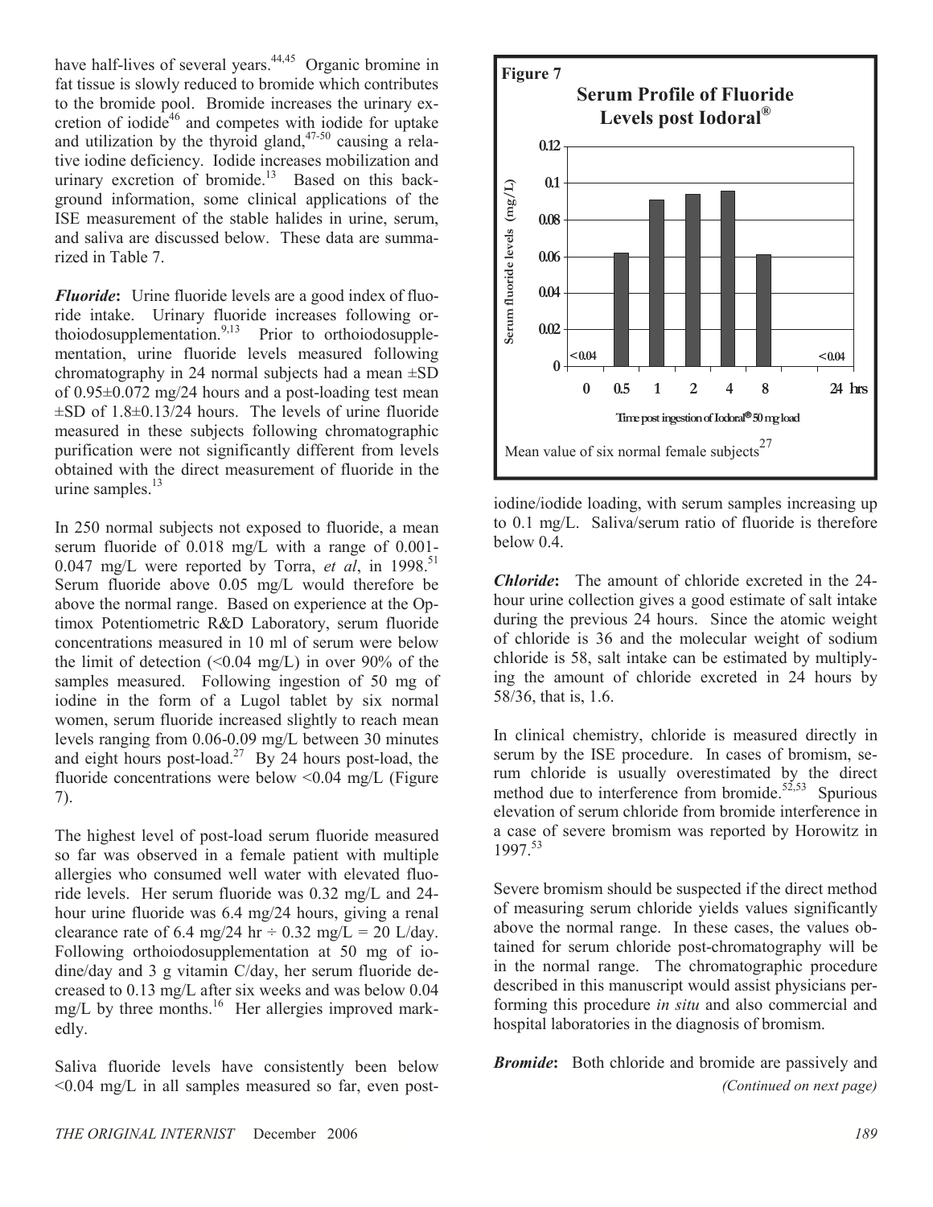have half-lives of several years.[44,45] Organic bromine in fat tissue is slowly reduced to bromide which contributes to the bromide pool. Bromide increases the urinary excretion of iodide[46] and competes with iodide for uptake and utilization by the thyroid gland,[47-50] causing a relative iodine deficiency. Iodide increases mobilization and urinary excretion of bromide.[13] Based on this background information, some clinical applications of the ISE measurement of the stable halides in urine, serum, and saliva are discussed below. These data are summarized in Table 7.

***Fluoride*:** Urine fluoride levels are a good index of fluoride intake. Urinary fluoride increases following orthoiodosupplementation.[9,13] Prior to orthoiodosupplementation, urine fluoride levels measured following chromatography in 24 normal subjects had a mean ±SD of 0.95±0.072 mg/24 hours and a post-loading test mean ±SD of 1.8±0.13/24 hours. The levels of urine fluoride measured in these subjects following chromatographic purification were not significantly different from levels obtained with the direct measurement of fluoride in the urine samples.[13]

In 250 normal subjects not exposed to fluoride, a mean serum fluoride of 0.018 mg/L with a range of 0.001-0.047 mg/L were reported by Torra, *et al*, in 1998.[51] Serum fluoride above 0.05 mg/L would therefore be above the normal range. Based on experience at the Optimox Potentiometric R&D Laboratory, serum fluoride concentrations measured in 10 ml of serum were below the limit of detection (<0.04 mg/L) in over 90% of the samples measured. Following ingestion of 50 mg of iodine in the form of a Lugol tablet by six normal women, serum fluoride increased slightly to reach mean levels ranging from 0.06-0.09 mg/L between 30 minutes and eight hours post-load.[27] By 24 hours post-load, the fluoride concentrations were below <0.04 mg/L (Figure 7).

**Figure 7**

**Serum Profile of Fluoride Levels post Iodoral®**

| Time post ingestion of Iodoral® 50 mg load (hrs) | Serum fluoride levels (mg/L) |
|---|---|
| 0 | <0.04 |
| 0.5 | ~0.062 |
| 1 | ~0.091 |
| 2 | ~0.094 |
| 4 | ~0.096 |
| 8 | ~0.061 |
| 24 | <0.04 |

Mean value of six normal female subjects[27]

The highest level of post-load serum fluoride measured so far was observed in a female patient with multiple allergies who consumed well water with elevated fluoride levels. Her serum fluoride was 0.32 mg/L and 24-hour urine fluoride was 6.4 mg/24 hours, giving a renal clearance rate of 6.4 mg/24 hr ÷ 0.32 mg/L = 20 L/day. Following orthoiodosupplementation at 50 mg of iodine/day and 3 g vitamin C/day, her serum fluoride decreased to 0.13 mg/L after six weeks and was below 0.04 mg/L by three months.[16] Her allergies improved markedly.

Saliva fluoride levels have consistently been below <0.04 mg/L in all samples measured so far, even post-iodine/iodide loading, with serum samples increasing up to 0.1 mg/L. Saliva/serum ratio of fluoride is therefore below 0.4.

***Chloride*:** The amount of chloride excreted in the 24-hour urine collection gives a good estimate of salt intake during the previous 24 hours. Since the atomic weight of chloride is 36 and the molecular weight of sodium chloride is 58, salt intake can be estimated by multiplying the amount of chloride excreted in 24 hours by 58/36, that is, 1.6.

In clinical chemistry, chloride is measured directly in serum by the ISE procedure. In cases of bromism, serum chloride is usually overestimated by the direct method due to interference from bromide.[52,53] Spurious elevation of serum chloride from bromide interference in a case of severe bromism was reported by Horowitz in 1997.[53]

Severe bromism should be suspected if the direct method of measuring serum chloride yields values significantly above the normal range. In these cases, the values obtained for serum chloride post-chromatography will be in the normal range. The chromatographic procedure described in this manuscript would assist physicians performing this procedure *in situ* and also commercial and hospital laboratories in the diagnosis of bromism.

***Bromide*:** Both chloride and bromide are passively and

*(Continued on next page)*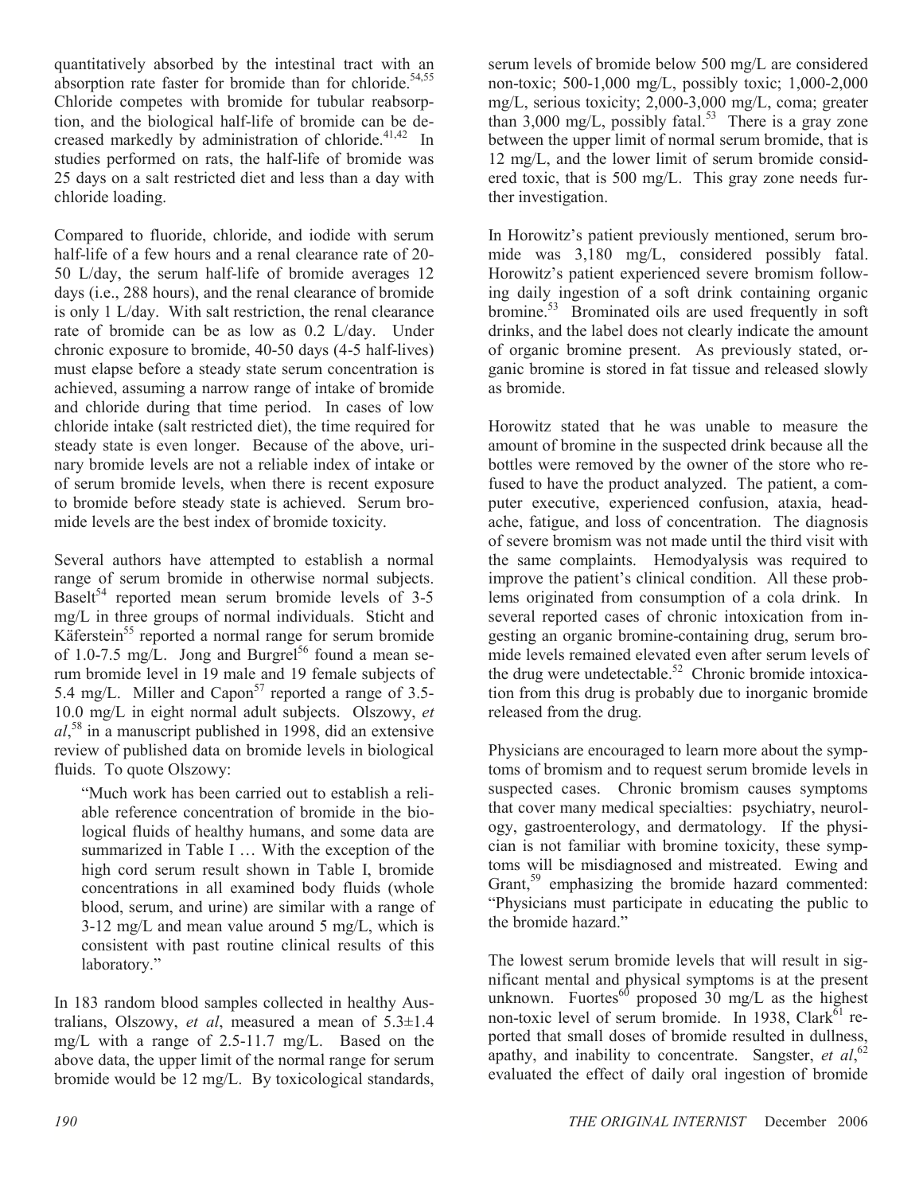quantitatively absorbed by the intestinal tract with an absorption rate faster for bromide than for chloride.[54,55] Chloride competes with bromide for tubular reabsorption, and the biological half-life of bromide can be decreased markedly by administration of chloride.[41,42] In studies performed on rats, the half-life of bromide was 25 days on a salt restricted diet and less than a day with chloride loading.

Compared to fluoride, chloride, and iodide with serum half-life of a few hours and a renal clearance rate of 20-50 L/day, the serum half-life of bromide averages 12 days (i.e., 288 hours), and the renal clearance of bromide is only 1 L/day. With salt restriction, the renal clearance rate of bromide can be as low as 0.2 L/day. Under chronic exposure to bromide, 40-50 days (4-5 half-lives) must elapse before a steady state serum concentration is achieved, assuming a narrow range of intake of bromide and chloride during that time period. In cases of low chloride intake (salt restricted diet), the time required for steady state is even longer. Because of the above, urinary bromide levels are not a reliable index of intake or of serum bromide levels, when there is recent exposure to bromide before steady state is achieved. Serum bromide levels are the best index of bromide toxicity.

Several authors have attempted to establish a normal range of serum bromide in otherwise normal subjects. Baselt[54] reported mean serum bromide levels of 3-5 mg/L in three groups of normal individuals. Sticht and Käferstein[55] reported a normal range for serum bromide of 1.0-7.5 mg/L. Jong and Burgrel[56] found a mean serum bromide level in 19 male and 19 female subjects of 5.4 mg/L. Miller and Capon[57] reported a range of 3.5-10.0 mg/L in eight normal adult subjects. Olszowy, *et al*,[58] in a manuscript published in 1998, did an extensive review of published data on bromide levels in biological fluids. To quote Olszowy:

> "Much work has been carried out to establish a reliable reference concentration of bromide in the biological fluids of healthy humans, and some data are summarized in Table I … With the exception of the high cord serum result shown in Table I, bromide concentrations in all examined body fluids (whole blood, serum, and urine) are similar with a range of 3-12 mg/L and mean value around 5 mg/L, which is consistent with past routine clinical results of this laboratory."

In 183 random blood samples collected in healthy Australians, Olszowy, *et al*, measured a mean of 5.3±1.4 mg/L with a range of 2.5-11.7 mg/L. Based on the above data, the upper limit of the normal range for serum bromide would be 12 mg/L. By toxicological standards, serum levels of bromide below 500 mg/L are considered non-toxic; 500-1,000 mg/L, possibly toxic; 1,000-2,000 mg/L, serious toxicity; 2,000-3,000 mg/L, coma; greater than 3,000 mg/L, possibly fatal.[53] There is a gray zone between the upper limit of normal serum bromide, that is 12 mg/L, and the lower limit of serum bromide considered toxic, that is 500 mg/L. This gray zone needs further investigation.

In Horowitz's patient previously mentioned, serum bromide was 3,180 mg/L, considered possibly fatal. Horowitz's patient experienced severe bromism following daily ingestion of a soft drink containing organic bromine.[53] Brominated oils are used frequently in soft drinks, and the label does not clearly indicate the amount of organic bromine present. As previously stated, organic bromine is stored in fat tissue and released slowly as bromide.

Horowitz stated that he was unable to measure the amount of bromine in the suspected drink because all the bottles were removed by the owner of the store who refused to have the product analyzed. The patient, a computer executive, experienced confusion, ataxia, headache, fatigue, and loss of concentration. The diagnosis of severe bromism was not made until the third visit with the same complaints. Hemodyalysis was required to improve the patient's clinical condition. All these problems originated from consumption of a cola drink. In several reported cases of chronic intoxication from ingesting an organic bromine-containing drug, serum bromide levels remained elevated even after serum levels of the drug were undetectable.[52] Chronic bromide intoxication from this drug is probably due to inorganic bromide released from the drug.

Physicians are encouraged to learn more about the symptoms of bromism and to request serum bromide levels in suspected cases. Chronic bromism causes symptoms that cover many medical specialties: psychiatry, neurology, gastroenterology, and dermatology. If the physician is not familiar with bromine toxicity, these symptoms will be misdiagnosed and mistreated. Ewing and Grant,[59] emphasizing the bromide hazard commented: "Physicians must participate in educating the public to the bromide hazard."

The lowest serum bromide levels that will result in significant mental and physical symptoms is at the present unknown. Fuortes[60] proposed 30 mg/L as the highest non-toxic level of serum bromide. In 1938, Clark[61] reported that small doses of bromide resulted in dullness, apathy, and inability to concentrate. Sangster, *et al*,[62] evaluated the effect of daily oral ingestion of bromide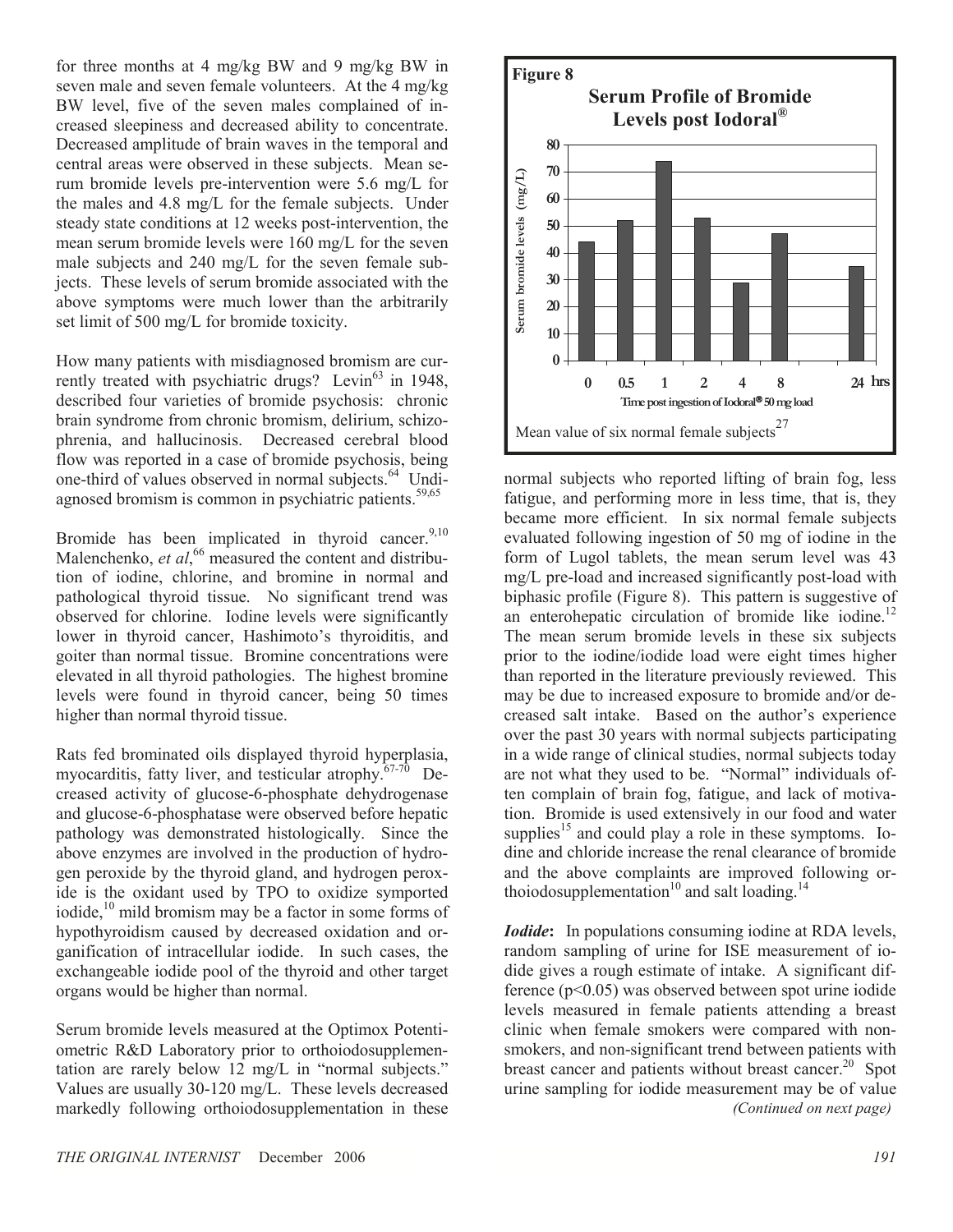for three months at 4 mg/kg BW and 9 mg/kg BW in seven male and seven female volunteers. At the 4 mg/kg BW level, five of the seven males complained of increased sleepiness and decreased ability to concentrate. Decreased amplitude of brain waves in the temporal and central areas were observed in these subjects. Mean serum bromide levels pre-intervention were 5.6 mg/L for the males and 4.8 mg/L for the female subjects. Under steady state conditions at 12 weeks post-intervention, the mean serum bromide levels were 160 mg/L for the seven male subjects and 240 mg/L for the seven female subjects. These levels of serum bromide associated with the above symptoms were much lower than the arbitrarily set limit of 500 mg/L for bromide toxicity.

How many patients with misdiagnosed bromism are currently treated with psychiatric drugs? Levin[63] in 1948, described four varieties of bromide psychosis: chronic brain syndrome from chronic bromism, delirium, schizophrenia, and hallucinosis. Decreased cerebral blood flow was reported in a case of bromide psychosis, being one-third of values observed in normal subjects.[64] Undiagnosed bromism is common in psychiatric patients.[59,65]

Bromide has been implicated in thyroid cancer.[9,10] Malenchenko, *et al*,[66] measured the content and distribution of iodine, chlorine, and bromine in normal and pathological thyroid tissue. No significant trend was observed for chlorine. Iodine levels were significantly lower in thyroid cancer, Hashimoto's thyroiditis, and goiter than normal tissue. Bromine concentrations were elevated in all thyroid pathologies. The highest bromine levels were found in thyroid cancer, being 50 times higher than normal thyroid tissue.

Rats fed brominated oils displayed thyroid hyperplasia, myocarditis, fatty liver, and testicular atrophy.[67-70] Decreased activity of glucose-6-phosphate dehydrogenase and glucose-6-phosphatase were observed before hepatic pathology was demonstrated histologically. Since the above enzymes are involved in the production of hydrogen peroxide by the thyroid gland, and hydrogen peroxide is the oxidant used by TPO to oxidize symported iodide,[10] mild bromism may be a factor in some forms of hypothyroidism caused by decreased oxidation and organification of intracellular iodide. In such cases, the exchangeable iodide pool of the thyroid and other target organs would be higher than normal.

Serum bromide levels measured at the Optimox Potentiometric R&D Laboratory prior to orthoiodosupplementation are rarely below 12 mg/L in "normal subjects." Values are usually 30-120 mg/L. These levels decreased markedly following orthoiodosupplementation in these normal subjects who reported lifting of brain fog, less fatigue, and performing more in less time, that is, they became more efficient. In six normal female subjects evaluated following ingestion of 50 mg of iodine in the form of Lugol tablets, the mean serum level was 43 mg/L pre-load and increased significantly post-load with biphasic profile (Figure 8). This pattern is suggestive of an enterohepatic circulation of bromide like iodine.[12] The mean serum bromide levels in these six subjects prior to the iodine/iodide load were eight times higher than reported in the literature previously reviewed. This may be due to increased exposure to bromide and/or decreased salt intake. Based on the author's experience over the past 30 years with normal subjects participating in a wide range of clinical studies, normal subjects today are not what they used to be. "Normal" individuals often complain of brain fog, fatigue, and lack of motivation. Bromide is used extensively in our food and water supplies[15] and could play a role in these symptoms. Iodine and chloride increase the renal clearance of bromide and the above complaints are improved following orthoiodosupplementation[10] and salt loading.[14]

**Figure 8**

**Serum Profile of Bromide Levels post Iodoral®**

| Time post ingestion of Iodoral® 50 mg load (hrs) | 0 | 0.5 | 1 | 2 | 4 | 8 | 24 |
|---|---|---|---|---|---|---|---|
| Serum bromide levels (mg/L) | ~44 | ~52 | ~74 | ~53 | ~29 | ~47 | ~35 |

Mean value of six normal female subjects[27]

***Iodide*:** In populations consuming iodine at RDA levels, random sampling of urine for ISE measurement of iodide gives a rough estimate of intake. A significant difference ($p<0.05$) was observed between spot urine iodide levels measured in female patients attending a breast clinic when female smokers were compared with non-smokers, and non-significant trend between patients with breast cancer and patients without breast cancer.[20] Spot urine sampling for iodide measurement may be of value

*(Continued on next page)*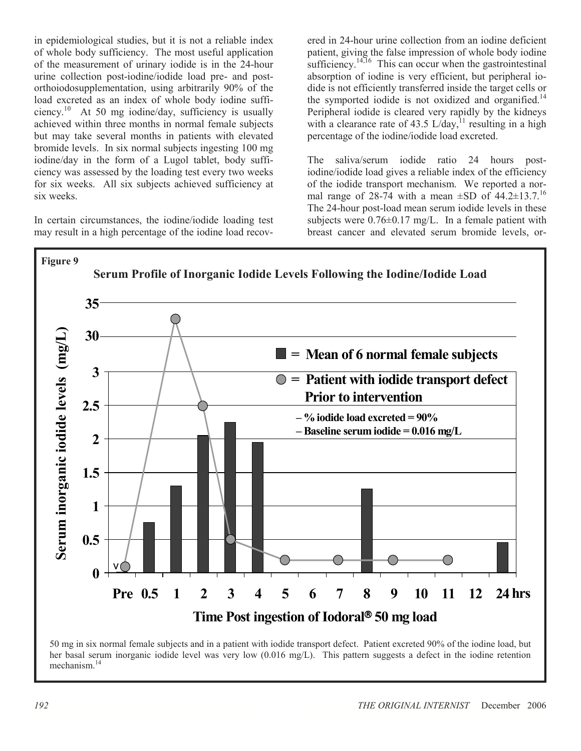in epidemiological studies, but it is not a reliable index of whole body sufficiency. The most useful application of the measurement of urinary iodide is in the 24-hour urine collection post-iodine/iodide load pre- and post-orthoiodosupplementation, using arbitrarily 90% of the load excreted as an index of whole body iodine sufficiency.[10] At 50 mg iodine/day, sufficiency is usually achieved within three months in normal female subjects but may take several months in patients with elevated bromide levels. In six normal subjects ingesting 100 mg iodine/day in the form of a Lugol tablet, body sufficiency was assessed by the loading test every two weeks for six weeks. All six subjects achieved sufficiency at six weeks.

In certain circumstances, the iodine/iodide loading test may result in a high percentage of the iodine load recovered in 24-hour urine collection from an iodine deficient patient, giving the false impression of whole body iodine sufficiency.[14,16] This can occur when the gastrointestinal absorption of iodine is very efficient, but peripheral iodide is not efficiently transferred inside the target cells or the symported iodide is not oxidized and organified.[14] Peripheral iodide is cleared very rapidly by the kidneys with a clearance rate of 43.5 L/day,[11] resulting in a high percentage of the iodine/iodide load excreted.

The saliva/serum iodide ratio 24 hours post-iodine/iodide load gives a reliable index of the efficiency of the iodide transport mechanism. We reported a normal range of 28-74 with a mean ±SD of 44.2±13.7.[16] The 24-hour post-load mean serum iodide levels in these subjects were 0.76±0.17 mg/L. In a female patient with breast cancer and elevated serum bromide levels, or-

**Figure 9**

**Serum Profile of Inorganic Iodide Levels Following the Iodine/Iodide Load**

50 mg in six normal female subjects and in a patient with iodide transport defect. Patient excreted 90% of the iodine load, but her basal serum inorganic iodide level was very low (0.016 mg/L). This pattern suggests a defect in the iodine retention mechanism.[14]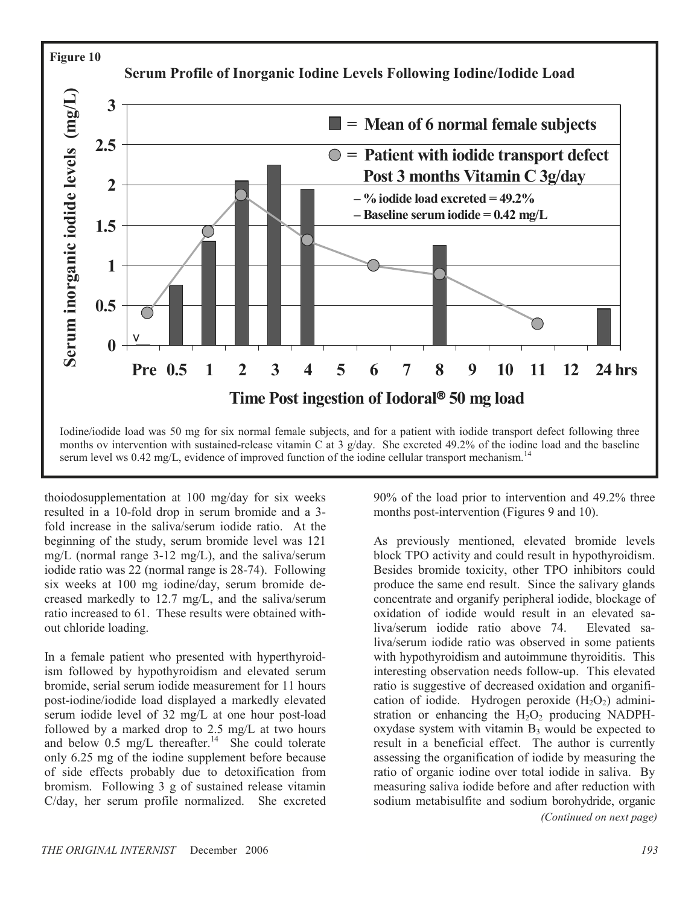**Figure 10**

**Serum Profile of Inorganic Iodine Levels Following Iodine/Iodide Load**

Iodine/iodide load was 50 mg for six normal female subjects, and for a patient with iodide transport defect following three months ov intervention with sustained-release vitamin C at 3 g/day. She excreted 49.2% of the iodine load and the baseline serum level ws 0.42 mg/L, evidence of improved function of the iodine cellular transport mechanism.[14]

thoiodosupplementation at 100 mg/day for six weeks resulted in a 10-fold drop in serum bromide and a 3-fold increase in the saliva/serum iodide ratio. At the beginning of the study, serum bromide level was 121 mg/L (normal range 3-12 mg/L), and the saliva/serum iodide ratio was 22 (normal range is 28-74). Following six weeks at 100 mg iodine/day, serum bromide decreased markedly to 12.7 mg/L, and the saliva/serum ratio increased to 61. These results were obtained without chloride loading.

In a female patient who presented with hyperthyroidism followed by hypothyroidism and elevated serum bromide, serial serum iodide measurement for 11 hours post-iodine/iodide load displayed a markedly elevated serum iodide level of 32 mg/L at one hour post-load followed by a marked drop to 2.5 mg/L at two hours and below 0.5 mg/L thereafter.[14] She could tolerate only 6.25 mg of the iodine supplement before because of side effects probably due to detoxification from bromism. Following 3 g of sustained release vitamin C/day, her serum profile normalized. She excreted 90% of the load prior to intervention and 49.2% three months post-intervention (Figures 9 and 10).

As previously mentioned, elevated bromide levels block TPO activity and could result in hypothyroidism. Besides bromide toxicity, other TPO inhibitors could produce the same end result. Since the salivary glands concentrate and organify peripheral iodide, blockage of oxidation of iodide would result in an elevated saliva/serum iodide ratio above 74. Elevated saliva/serum iodide ratio was observed in some patients with hypothyroidism and autoimmune thyroiditis. This interesting observation needs follow-up. This elevated ratio is suggestive of decreased oxidation and organification of iodide. Hydrogen peroxide ($H_2O_2$) administration or enhancing the $H_2O_2$ producing NADPH-oxydase system with vitamin $B_3$ would be expected to result in a beneficial effect. The author is currently assessing the organification of iodide by measuring the ratio of organic iodine over total iodide in saliva. By measuring saliva iodide before and after reduction with sodium metabisulfite and sodium borohydride, organic

*(Continued on next page)*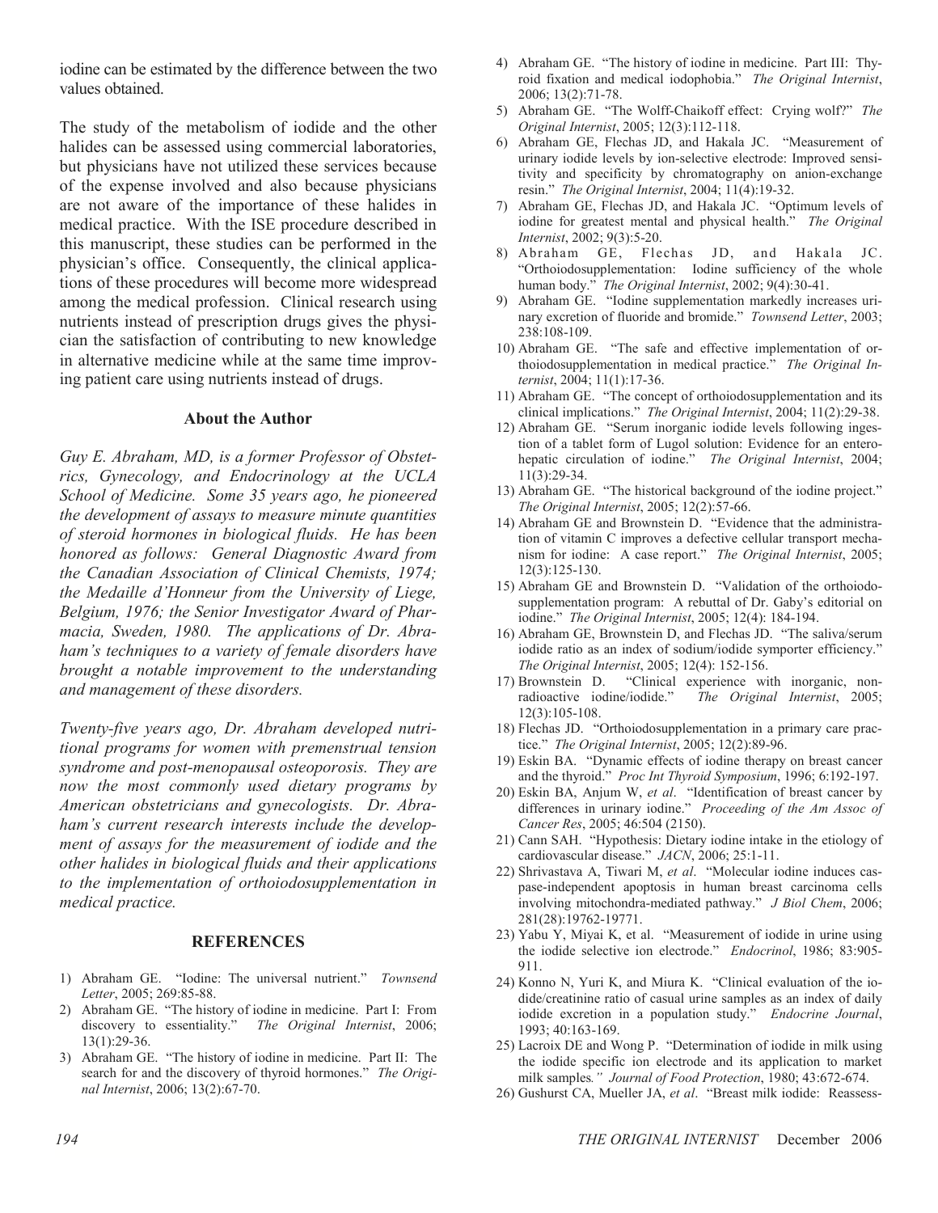iodine can be estimated by the difference between the two values obtained.

The study of the metabolism of iodide and the other halides can be assessed using commercial laboratories, but physicians have not utilized these services because of the expense involved and also because physicians are not aware of the importance of these halides in medical practice. With the ISE procedure described in this manuscript, these studies can be performed in the physician's office. Consequently, the clinical applications of these procedures will become more widespread among the medical profession. Clinical research using nutrients instead of prescription drugs gives the physician the satisfaction of contributing to new knowledge in alternative medicine while at the same time improving patient care using nutrients instead of drugs.

### About the Author

*Guy E. Abraham, MD, is a former Professor of Obstetrics, Gynecology, and Endocrinology at the UCLA School of Medicine. Some 35 years ago, he pioneered the development of assays to measure minute quantities of steroid hormones in biological fluids. He has been honored as follows: General Diagnostic Award from the Canadian Association of Clinical Chemists, 1974; the Medaille d'Honneur from the University of Liege, Belgium, 1976; the Senior Investigator Award of Pharmacia, Sweden, 1980. The applications of Dr. Abraham's techniques to a variety of female disorders have brought a notable improvement to the understanding and management of these disorders.*

*Twenty-five years ago, Dr. Abraham developed nutritional programs for women with premenstrual tension syndrome and post-menopausal osteoporosis. They are now the most commonly used dietary programs by American obstetricians and gynecologists. Dr. Abraham's current research interests include the development of assays for the measurement of iodide and the other halides in biological fluids and their applications to the implementation of orthoiodosupplementation in medical practice.*

### REFERENCES

1) Abraham GE. "Iodine: The universal nutrient." *Townsend Letter*, 2005; 269:85-88.
2) Abraham GE. "The history of iodine in medicine. Part I: From discovery to essentiality." *The Original Internist*, 2006; 13(1):29-36.
3) Abraham GE. "The history of iodine in medicine. Part II: The search for and the discovery of thyroid hormones." *The Original Internist*, 2006; 13(2):67-70.
4) Abraham GE. "The history of iodine in medicine. Part III: Thyroid fixation and medical iodophobia." *The Original Internist*, 2006; 13(2):71-78.
5) Abraham GE. "The Wolff-Chaikoff effect: Crying wolf?" *The Original Internist*, 2005; 12(3):112-118.
6) Abraham GE, Flechas JD, and Hakala JC. "Measurement of urinary iodide levels by ion-selective electrode: Improved sensitivity and specificity by chromatography on anion-exchange resin." *The Original Internist*, 2004; 11(4):19-32.
7) Abraham GE, Flechas JD, and Hakala JC. "Optimum levels of iodine for greatest mental and physical health." *The Original Internist*, 2002; 9(3):5-20.
8) Abraham GE, Flechas JD, and Hakala JC. "Orthoiodosupplementation: Iodine sufficiency of the whole human body." *The Original Internist*, 2002; 9(4):30-41.
9) Abraham GE. "Iodine supplementation markedly increases urinary excretion of fluoride and bromide." *Townsend Letter*, 2003; 238:108-109.
10) Abraham GE. "The safe and effective implementation of orthoiodosupplementation in medical practice." *The Original Internist*, 2004; 11(1):17-36.
11) Abraham GE. "The concept of orthoiodosupplementation and its clinical implications." *The Original Internist*, 2004; 11(2):29-38.
12) Abraham GE. "Serum inorganic iodide levels following ingestion of a tablet form of Lugol solution: Evidence for an enterohepatic circulation of iodine." *The Original Internist*, 2004; 11(3):29-34.
13) Abraham GE. "The historical background of the iodine project." *The Original Internist*, 2005; 12(2):57-66.
14) Abraham GE and Brownstein D. "Evidence that the administration of vitamin C improves a defective cellular transport mechanism for iodine: A case report." *The Original Internist*, 2005; 12(3):125-130.
15) Abraham GE and Brownstein D. "Validation of the orthoiodosupplementation program: A rebuttal of Dr. Gaby's editorial on iodine." *The Original Internist*, 2005; 12(4): 184-194.
16) Abraham GE, Brownstein D, and Flechas JD. "The saliva/serum iodide ratio as an index of sodium/iodide symporter efficiency." *The Original Internist*, 2005; 12(4): 152-156.
17) Brownstein D. "Clinical experience with inorganic, nonradioactive iodine/iodide." *The Original Internist*, 2005; 12(3):105-108.
18) Flechas JD. "Orthoiodosupplementation in a primary care practice." *The Original Internist*, 2005; 12(2):89-96.
19) Eskin BA. "Dynamic effects of iodine therapy on breast cancer and the thyroid." *Proc Int Thyroid Symposium*, 1996; 6:192-197.
20) Eskin BA, Anjum W, *et al*. "Identification of breast cancer by differences in urinary iodine." *Proceeding of the Am Assoc of Cancer Res*, 2005; 46:504 (2150).
21) Cann SAH. "Hypothesis: Dietary iodine intake in the etiology of cardiovascular disease." *JACN*, 2006; 25:1-11.
22) Shrivastava A, Tiwari M, *et al*. "Molecular iodine induces caspase-independent apoptosis in human breast carcinoma cells involving mitochondria-mediated pathway." *J Biol Chem*, 2006; 281(28):19762-19771.
23) Yabu Y, Miyai K, et al. "Measurement of iodide in urine using the iodide selective ion electrode." *Endocrinol*, 1986; 83:905-911.
24) Konno N, Yuri K, and Miura K. "Clinical evaluation of the iodide/creatinine ratio of casual urine samples as an index of daily iodide excretion in a population study." *Endocrine Journal*, 1993; 40:163-169.
25) Lacroix DE and Wong P. "Determination of iodide in milk using the iodide specific ion electrode and its application to market milk samples." *Journal of Food Protection*, 1980; 43:672-674.
26) Gushurst CA, Mueller JA, *et al*. "Breast milk iodide: Reassess-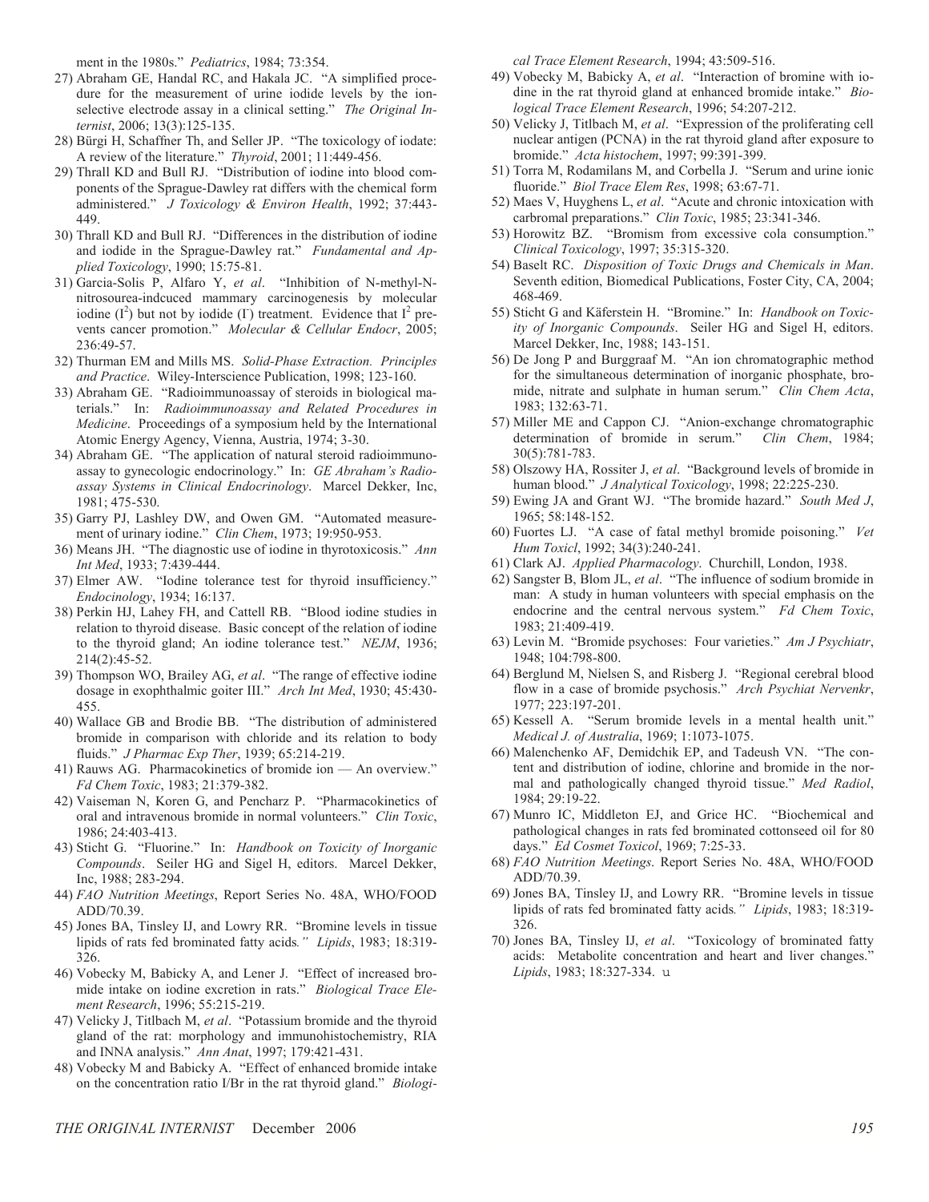ment in the 1980s." *Pediatrics*, 1984; 73:354.

27) Abraham GE, Handal RC, and Hakala JC. "A simplified procedure for the measurement of urine iodide levels by the ion-selective electrode assay in a clinical setting." *The Original Internist*, 2006; 13(3):125-135.
28) Bürgi H, Schaffner Th, and Seller JP. "The toxicology of iodate: A review of the literature." *Thyroid*, 2001; 11:449-456.
29) Thrall KD and Bull RJ. "Distribution of iodine into blood components of the Sprague-Dawley rat differs with the chemical form administered." *J Toxicology & Environ Health*, 1992; 37:443-449.
30) Thrall KD and Bull RJ. "Differences in the distribution of iodine and iodide in the Sprague-Dawley rat." *Fundamental and Applied Toxicology*, 1990; 15:75-81.
31) Garcia-Solis P, Alfaro Y, *et al*. "Inhibition of N-methyl-N-nitrosourea-indcuced mammary carcinogenesis by molecular iodine ($I^2$) but not by iodide ($I^-$) treatment. Evidence that $I^2$ prevents cancer promotion." *Molecular & Cellular Endocr*, 2005; 236:49-57.
32) Thurman EM and Mills MS. *Solid-Phase Extraction. Principles and Practice*. Wiley-Interscience Publication, 1998; 123-160.
33) Abraham GE. "Radioimmunoassay of steroids in biological materials." In: *Radioimmunoassay and Related Procedures in Medicine*. Proceedings of a symposium held by the International Atomic Energy Agency, Vienna, Austria, 1974; 3-30.
34) Abraham GE. "The application of natural steroid radioimmunoassay to gynecologic endocrinology." In: *GE Abraham's Radioassay Systems in Clinical Endocrinology*. Marcel Dekker, Inc, 1981; 475-530.
35) Garry PJ, Lashley DW, and Owen GM. "Automated measurement of urinary iodine." *Clin Chem*, 1973; 19:950-953.
36) Means JH. "The diagnostic use of iodine in thyrotoxicosis." *Ann Int Med*, 1933; 7:439-444.
37) Elmer AW. "Iodine tolerance test for thyroid insufficiency." *Endocinology*, 1934; 16:137.
38) Perkin HJ, Lahey FH, and Cattell RB. "Blood iodine studies in relation to thyroid disease. Basic concept of the relation of iodine to the thyroid gland; An iodine tolerance test." *NEJM*, 1936; 214(2):45-52.
39) Thompson WO, Brailey AG, *et al*. "The range of effective iodine dosage in exophthalmic goiter III." *Arch Int Med*, 1930; 45:430-455.
40) Wallace GB and Brodie BB. "The distribution of administered bromide in comparison with chloride and its relation to body fluids." *J Pharmac Exp Ther*, 1939; 65:214-219.
41) Rauws AG. Pharmacokinetics of bromide ion — An overview." *Fd Chem Toxic*, 1983; 21:379-382.
42) Vaiseman N, Koren G, and Pencharz P. "Pharmacokinetics of oral and intravenous bromide in normal volunteers." *Clin Toxic*, 1986; 24:403-413.
43) Sticht G. "Fluorine." In: *Handbook on Toxicity of Inorganic Compounds*. Seiler HG and Sigel H, editors. Marcel Dekker, Inc, 1988; 283-294.
44) *FAO Nutrition Meetings*, Report Series No. 48A, WHO/FOOD ADD/70.39.
45) Jones BA, Tinsley IJ, and Lowry RR. "Bromine levels in tissue lipids of rats fed brominated fatty acids*." Lipids*, 1983; 18:319-326.
46) Vobecky M, Babicky A, and Lener J. "Effect of increased bromide intake on iodine excretion in rats." *Biological Trace Element Research*, 1996; 55:215-219.
47) Velicky J, Titlbach M, *et al*. "Potassium bromide and the thyroid gland of the rat: morphology and immunohistochemistry, RIA and INNA analysis." *Ann Anat*, 1997; 179:421-431.
48) Vobecky M and Babicky A. "Effect of enhanced bromide intake on the concentration ratio I/Br in the rat thyroid gland." *Biological Trace Element Research*, 1994; 43:509-516.
49) Vobecky M, Babicky A, *et al*. "Interaction of bromine with iodine in the rat thyroid gland at enhanced bromide intake." *Biological Trace Element Research*, 1996; 54:207-212.
50) Velicky J, Titlbach M, *et al*. "Expression of the proliferating cell nuclear antigen (PCNA) in the rat thyroid gland after exposure to bromide." *Acta histochem*, 1997; 99:391-399.
51) Torra M, Rodamilans M, and Corbella J. "Serum and urine ionic fluoride." *Biol Trace Elem Res*, 1998; 63:67-71.
52) Maes V, Huyghens L, *et al*. "Acute and chronic intoxication with carbromal preparations." *Clin Toxic*, 1985; 23:341-346.
53) Horowitz BZ. "Bromism from excessive cola consumption." *Clinical Toxicology*, 1997; 35:315-320.
54) Baselt RC. *Disposition of Toxic Drugs and Chemicals in Man*. Seventh edition, Biomedical Publications, Foster City, CA, 2004; 468-469.
55) Sticht G and Käferstein H. "Bromine." In: *Handbook on Toxicity of Inorganic Compounds*. Seiler HG and Sigel H, editors. Marcel Dekker, Inc, 1988; 143-151.
56) De Jong P and Burggraaf M. "An ion chromatographic method for the simultaneous determination of inorganic phosphate, bromide, nitrate and sulphate in human serum." *Clin Chem Acta*, 1983; 132:63-71.
57) Miller ME and Cappon CJ. "Anion-exchange chromatographic determination of bromide in serum." *Clin Chem*, 1984; 30(5):781-783.
58) Olszowy HA, Rossiter J, *et al*. "Background levels of bromide in human blood." *J Analytical Toxicology*, 1998; 22:225-230.
59) Ewing JA and Grant WJ. "The bromide hazard." *South Med J*, 1965; 58:148-152.
60) Fuortes LJ. "A case of fatal methyl bromide poisoning." *Vet Hum Toxicl*, 1992; 34(3):240-241.
61) Clark AJ. *Applied Pharmacology*. Churchill, London, 1938.
62) Sangster B, Blom JL, *et al*. "The influence of sodium bromide in man: A study in human volunteers with special emphasis on the endocrine and the central nervous system." *Fd Chem Toxic*, 1983; 21:409-419.
63) Levin M. "Bromide psychoses: Four varieties." *Am J Psychiatr*, 1948; 104:798-800.
64) Berglund M, Nielsen S, and Risberg J. "Regional cerebral blood flow in a case of bromide psychosis." *Arch Psychiat Nervenkr*, 1977; 223:197-201.
65) Kessell A. "Serum bromide levels in a mental health unit." *Medical J. of Australia*, 1969; 1:1073-1075.
66) Malenchenko AF, Demidchik EP, and Tadeush VN. "The content and distribution of iodine, chlorine and bromide in the normal and pathologically changed thyroid tissue." *Med Radiol*, 1984; 29:19-22.
67) Munro IC, Middleton EJ, and Grice HC. "Biochemical and pathological changes in rats fed brominated cottonseed oil for 80 days." *Ed Cosmet Toxicol*, 1969; 7:25-33.
68) *FAO Nutrition Meetings*. Report Series No. 48A, WHO/FOOD ADD/70.39.
69) Jones BA, Tinsley IJ, and Lowry RR. "Bromine levels in tissue lipids of rats fed brominated fatty acids*." Lipids*, 1983; 18:319-326.
70) Jones BA, Tinsley IJ, *et al*. "Toxicology of brominated fatty acids: Metabolite concentration and heart and liver changes." *Lipids*, 1983; 18:327-334. u